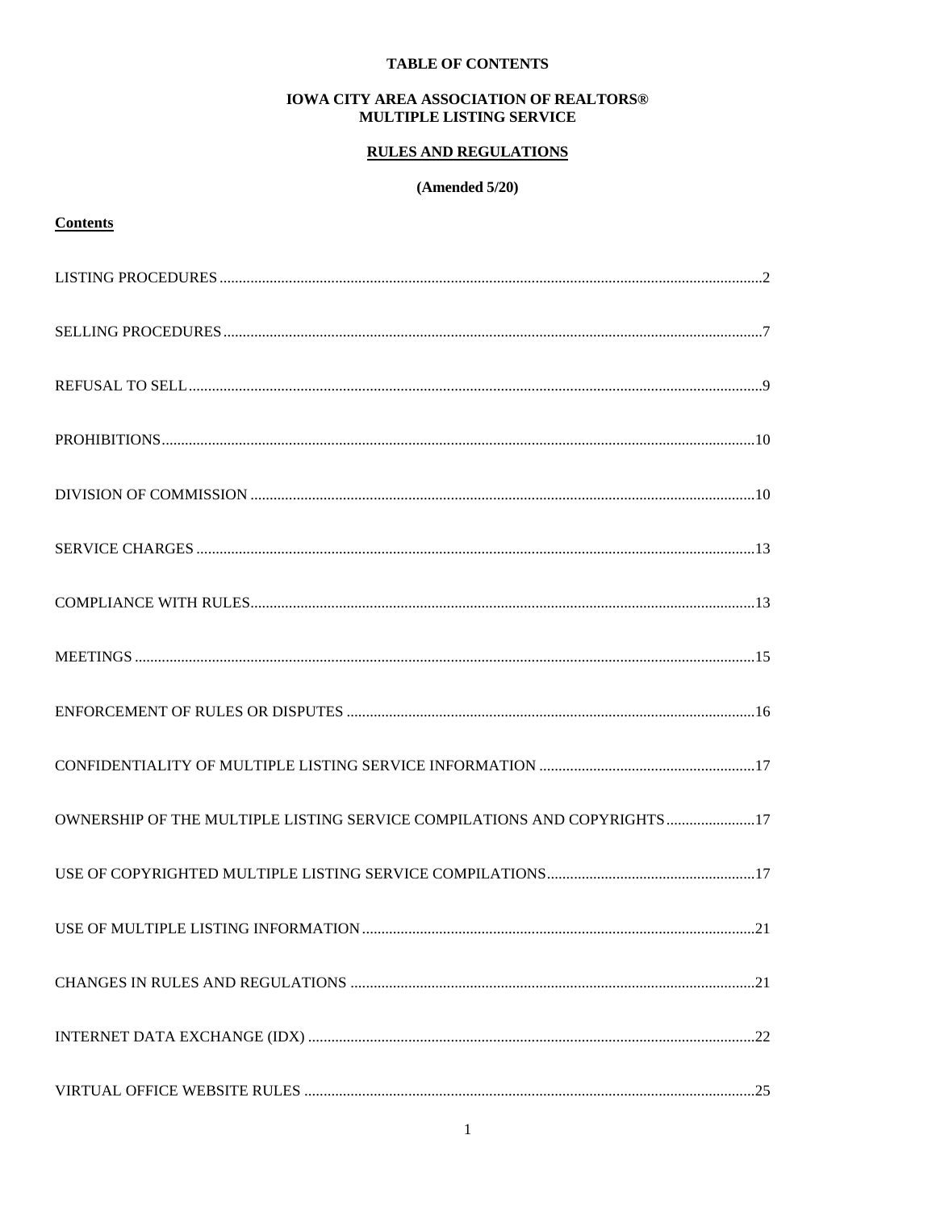**TABLE OF CONTENTS**

**IOWA CITY AREA ASSOCIATION OF REALTORS®**
**MULTIPLE LISTING SERVICE**

**RULES AND REGULATIONS**

**(Amended 5/20)**

**Contents**

LISTING PROCEDURES ........ 2

SELLING PROCEDURES ........ 7

REFUSAL TO SELL ........ 9

PROHIBITIONS ........ 10

DIVISION OF COMMISSION ........ 10

SERVICE CHARGES ........ 13

COMPLIANCE WITH RULES ........ 13

MEETINGS ........ 15

ENFORCEMENT OF RULES OR DISPUTES ........ 16

CONFIDENTIALITY OF MULTIPLE LISTING SERVICE INFORMATION ........ 17

OWNERSHIP OF THE MULTIPLE LISTING SERVICE COMPILATIONS AND COPYRIGHTS ........ 17

USE OF COPYRIGHTED MULTIPLE LISTING SERVICE COMPILATIONS ........ 17

USE OF MULTIPLE LISTING INFORMATION ........ 21

CHANGES IN RULES AND REGULATIONS ........ 21

INTERNET DATA EXCHANGE (IDX) ........ 22

VIRTUAL OFFICE WEBSITE RULES ........ 25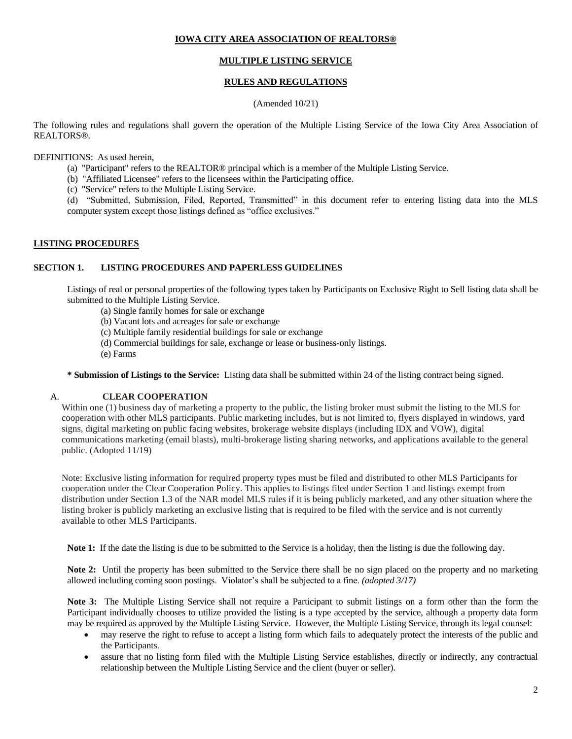**IOWA CITY AREA ASSOCIATION OF REALTORS®**

**MULTIPLE LISTING SERVICE**

**RULES AND REGULATIONS**

(Amended 10/21)

The following rules and regulations shall govern the operation of the Multiple Listing Service of the Iowa City Area Association of REALTORS®.

DEFINITIONS: As used herein,

(a) "Participant" refers to the REALTOR® principal which is a member of the Multiple Listing Service.
(b) "Affiliated Licensee" refers to the licensees within the Participating office.
(c) "Service" refers to the Multiple Listing Service.
(d) "Submitted, Submission, Filed, Reported, Transmitted" in this document refer to entering listing data into the MLS computer system except those listings defined as "office exclusives."

## LISTING PROCEDURES

### SECTION 1. LISTING PROCEDURES AND PAPERLESS GUIDELINES

Listings of real or personal properties of the following types taken by Participants on Exclusive Right to Sell listing data shall be submitted to the Multiple Listing Service.

(a) Single family homes for sale or exchange
(b) Vacant lots and acreages for sale or exchange
(c) Multiple family residential buildings for sale or exchange
(d) Commercial buildings for sale, exchange or lease or business-only listings.
(e) Farms

**\* Submission of Listings to the Service:** Listing data shall be submitted within 24 of the listing contract being signed.

#### A. CLEAR COOPERATION

Within one (1) business day of marketing a property to the public, the listing broker must submit the listing to the MLS for cooperation with other MLS participants. Public marketing includes, but is not limited to, flyers displayed in windows, yard signs, digital marketing on public facing websites, brokerage website displays (including IDX and VOW), digital communications marketing (email blasts), multi-brokerage listing sharing networks, and applications available to the general public. (Adopted 11/19)

Note: Exclusive listing information for required property types must be filed and distributed to other MLS Participants for cooperation under the Clear Cooperation Policy. This applies to listings filed under Section 1 and listings exempt from distribution under Section 1.3 of the NAR model MLS rules if it is being publicly marketed, and any other situation where the listing broker is publicly marketing an exclusive listing that is required to be filed with the service and is not currently available to other MLS Participants.

**Note 1:** If the date the listing is due to be submitted to the Service is a holiday, then the listing is due the following day.

**Note 2:** Until the property has been submitted to the Service there shall be no sign placed on the property and no marketing allowed including coming soon postings. Violator's shall be subjected to a fine. *(adopted 3/17)*

**Note 3:** The Multiple Listing Service shall not require a Participant to submit listings on a form other than the form the Participant individually chooses to utilize provided the listing is a type accepted by the service, although a property data form may be required as approved by the Multiple Listing Service. However, the Multiple Listing Service, through its legal counsel:

- may reserve the right to refuse to accept a listing form which fails to adequately protect the interests of the public and the Participants.
- assure that no listing form filed with the Multiple Listing Service establishes, directly or indirectly, any contractual relationship between the Multiple Listing Service and the client (buyer or seller).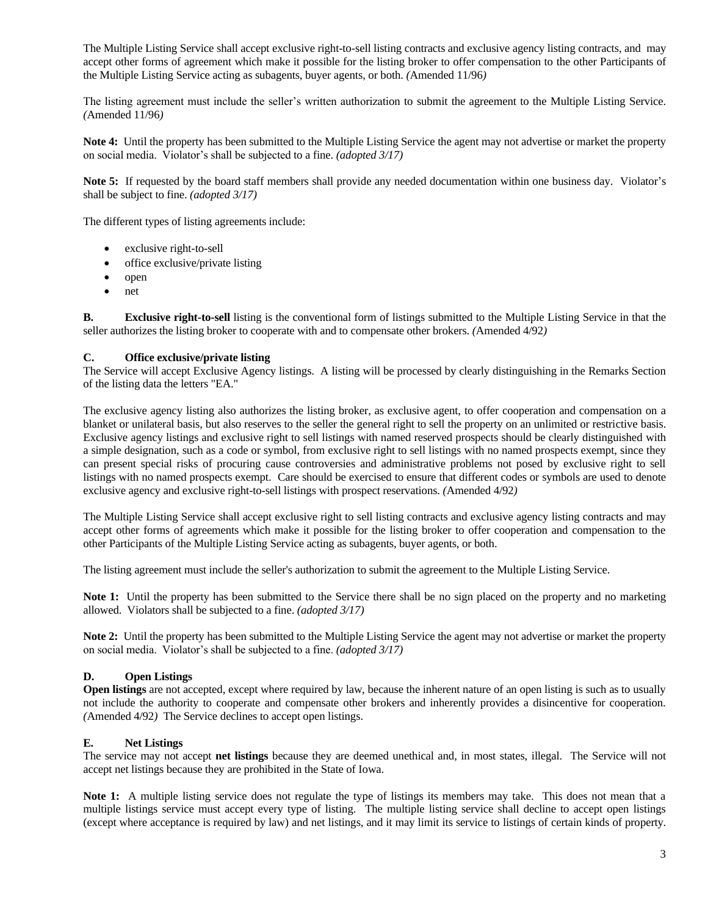The Multiple Listing Service shall accept exclusive right-to-sell listing contracts and exclusive agency listing contracts, and may accept other forms of agreement which make it possible for the listing broker to offer compensation to the other Participants of the Multiple Listing Service acting as subagents, buyer agents, or both. *(*Amended 11/96*)*

The listing agreement must include the seller's written authorization to submit the agreement to the Multiple Listing Service. *(*Amended 11/96*)*

**Note 4:** Until the property has been submitted to the Multiple Listing Service the agent may not advertise or market the property on social media. Violator's shall be subjected to a fine. *(adopted 3/17)*

**Note 5:** If requested by the board staff members shall provide any needed documentation within one business day. Violator's shall be subject to fine. *(adopted 3/17)*

The different types of listing agreements include:

- exclusive right-to-sell
- office exclusive/private listing
- open
- net

**B. Exclusive right-to-sell** listing is the conventional form of listings submitted to the Multiple Listing Service in that the seller authorizes the listing broker to cooperate with and to compensate other brokers. *(*Amended 4/92*)*

**C. Office exclusive/private listing**

The Service will accept Exclusive Agency listings. A listing will be processed by clearly distinguishing in the Remarks Section of the listing data the letters "EA."

The exclusive agency listing also authorizes the listing broker, as exclusive agent, to offer cooperation and compensation on a blanket or unilateral basis, but also reserves to the seller the general right to sell the property on an unlimited or restrictive basis. Exclusive agency listings and exclusive right to sell listings with named reserved prospects should be clearly distinguished with a simple designation, such as a code or symbol, from exclusive right to sell listings with no named prospects exempt, since they can present special risks of procuring cause controversies and administrative problems not posed by exclusive right to sell listings with no named prospects exempt. Care should be exercised to ensure that different codes or symbols are used to denote exclusive agency and exclusive right-to-sell listings with prospect reservations. *(*Amended 4/92*)*

The Multiple Listing Service shall accept exclusive right to sell listing contracts and exclusive agency listing contracts and may accept other forms of agreements which make it possible for the listing broker to offer cooperation and compensation to the other Participants of the Multiple Listing Service acting as subagents, buyer agents, or both.

The listing agreement must include the seller's authorization to submit the agreement to the Multiple Listing Service.

**Note 1:** Until the property has been submitted to the Service there shall be no sign placed on the property and no marketing allowed. Violators shall be subjected to a fine. *(adopted 3/17)*

**Note 2:** Until the property has been submitted to the Multiple Listing Service the agent may not advertise or market the property on social media. Violator's shall be subjected to a fine. *(adopted 3/17)*

**D. Open Listings**

**Open listings** are not accepted, except where required by law, because the inherent nature of an open listing is such as to usually not include the authority to cooperate and compensate other brokers and inherently provides a disincentive for cooperation. *(*Amended 4/92*)* The Service declines to accept open listings.

**E. Net Listings**

The service may not accept **net listings** because they are deemed unethical and, in most states, illegal. The Service will not accept net listings because they are prohibited in the State of Iowa.

**Note 1:** A multiple listing service does not regulate the type of listings its members may take. This does not mean that a multiple listings service must accept every type of listing. The multiple listing service shall decline to accept open listings (except where acceptance is required by law) and net listings, and it may limit its service to listings of certain kinds of property.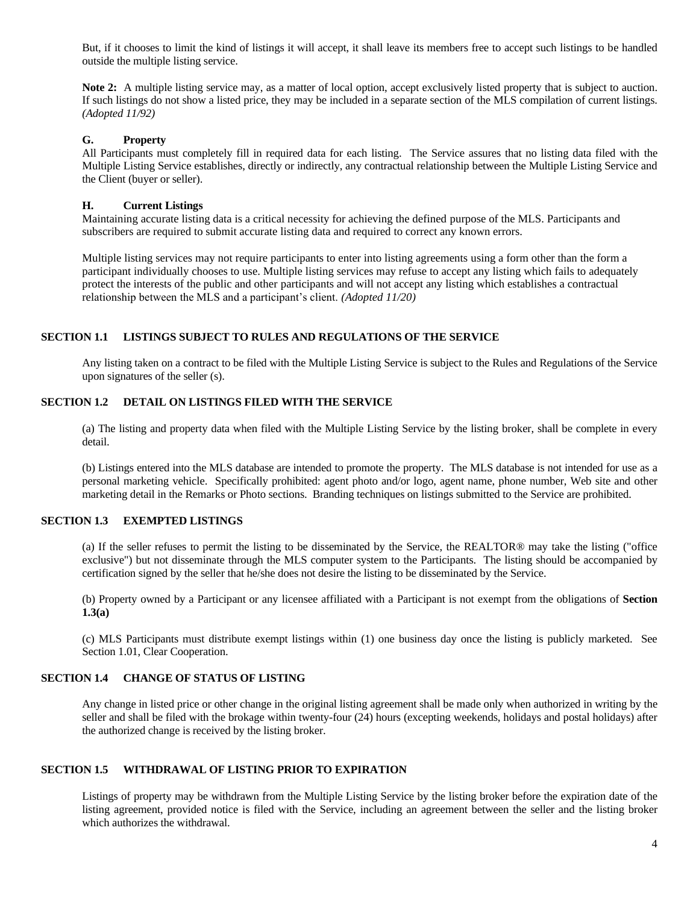But, if it chooses to limit the kind of listings it will accept, it shall leave its members free to accept such listings to be handled outside the multiple listing service.

**Note 2:** A multiple listing service may, as a matter of local option, accept exclusively listed property that is subject to auction. If such listings do not show a listed price, they may be included in a separate section of the MLS compilation of current listings. *(Adopted 11/92)*

### G. Property

All Participants must completely fill in required data for each listing. The Service assures that no listing data filed with the Multiple Listing Service establishes, directly or indirectly, any contractual relationship between the Multiple Listing Service and the Client (buyer or seller).

### H. Current Listings

Maintaining accurate listing data is a critical necessity for achieving the defined purpose of the MLS. Participants and subscribers are required to submit accurate listing data and required to correct any known errors.

Multiple listing services may not require participants to enter into listing agreements using a form other than the form a participant individually chooses to use. Multiple listing services may refuse to accept any listing which fails to adequately protect the interests of the public and other participants and will not accept any listing which establishes a contractual relationship between the MLS and a participant's client. *(Adopted 11/20)*

## SECTION 1.1 LISTINGS SUBJECT TO RULES AND REGULATIONS OF THE SERVICE

Any listing taken on a contract to be filed with the Multiple Listing Service is subject to the Rules and Regulations of the Service upon signatures of the seller (s).

## SECTION 1.2 DETAIL ON LISTINGS FILED WITH THE SERVICE

(a) The listing and property data when filed with the Multiple Listing Service by the listing broker, shall be complete in every detail.

(b) Listings entered into the MLS database are intended to promote the property. The MLS database is not intended for use as a personal marketing vehicle. Specifically prohibited: agent photo and/or logo, agent name, phone number, Web site and other marketing detail in the Remarks or Photo sections. Branding techniques on listings submitted to the Service are prohibited.

## SECTION 1.3 EXEMPTED LISTINGS

(a) If the seller refuses to permit the listing to be disseminated by the Service, the REALTOR® may take the listing ("office exclusive") but not disseminate through the MLS computer system to the Participants. The listing should be accompanied by certification signed by the seller that he/she does not desire the listing to be disseminated by the Service.

(b) Property owned by a Participant or any licensee affiliated with a Participant is not exempt from the obligations of **Section 1.3(a)**

(c) MLS Participants must distribute exempt listings within (1) one business day once the listing is publicly marketed. See Section 1.01, Clear Cooperation.

## SECTION 1.4 CHANGE OF STATUS OF LISTING

Any change in listed price or other change in the original listing agreement shall be made only when authorized in writing by the seller and shall be filed with the brokage within twenty-four (24) hours (excepting weekends, holidays and postal holidays) after the authorized change is received by the listing broker.

## SECTION 1.5 WITHDRAWAL OF LISTING PRIOR TO EXPIRATION

Listings of property may be withdrawn from the Multiple Listing Service by the listing broker before the expiration date of the listing agreement, provided notice is filed with the Service, including an agreement between the seller and the listing broker which authorizes the withdrawal.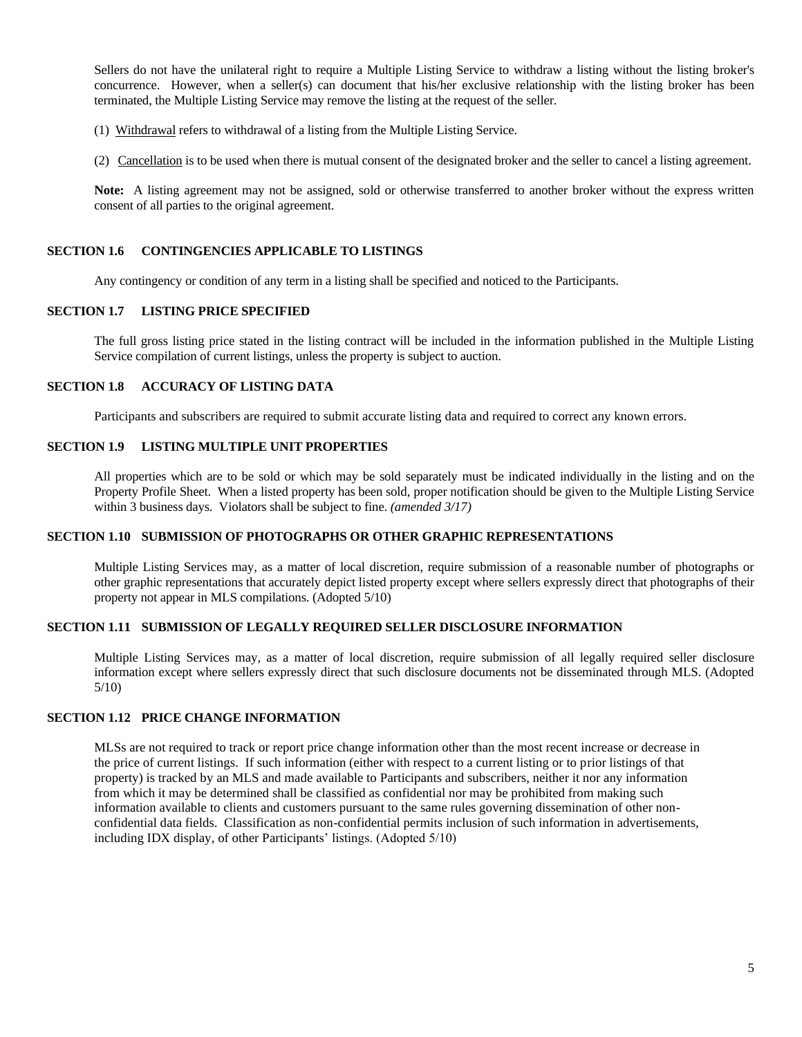Sellers do not have the unilateral right to require a Multiple Listing Service to withdraw a listing without the listing broker's concurrence. However, when a seller(s) can document that his/her exclusive relationship with the listing broker has been terminated, the Multiple Listing Service may remove the listing at the request of the seller.

(1) Withdrawal refers to withdrawal of a listing from the Multiple Listing Service.

(2) Cancellation is to be used when there is mutual consent of the designated broker and the seller to cancel a listing agreement.

**Note:** A listing agreement may not be assigned, sold or otherwise transferred to another broker without the express written consent of all parties to the original agreement.

### SECTION 1.6 CONTINGENCIES APPLICABLE TO LISTINGS

Any contingency or condition of any term in a listing shall be specified and noticed to the Participants.

### SECTION 1.7 LISTING PRICE SPECIFIED

The full gross listing price stated in the listing contract will be included in the information published in the Multiple Listing Service compilation of current listings, unless the property is subject to auction.

### SECTION 1.8 ACCURACY OF LISTING DATA

Participants and subscribers are required to submit accurate listing data and required to correct any known errors.

### SECTION 1.9 LISTING MULTIPLE UNIT PROPERTIES

All properties which are to be sold or which may be sold separately must be indicated individually in the listing and on the Property Profile Sheet. When a listed property has been sold, proper notification should be given to the Multiple Listing Service within 3 business days. Violators shall be subject to fine. *(amended 3/17)*

### SECTION 1.10 SUBMISSION OF PHOTOGRAPHS OR OTHER GRAPHIC REPRESENTATIONS

Multiple Listing Services may, as a matter of local discretion, require submission of a reasonable number of photographs or other graphic representations that accurately depict listed property except where sellers expressly direct that photographs of their property not appear in MLS compilations. (Adopted 5/10)

### SECTION 1.11 SUBMISSION OF LEGALLY REQUIRED SELLER DISCLOSURE INFORMATION

Multiple Listing Services may, as a matter of local discretion, require submission of all legally required seller disclosure information except where sellers expressly direct that such disclosure documents not be disseminated through MLS. (Adopted 5/10)

### SECTION 1.12 PRICE CHANGE INFORMATION

MLSs are not required to track or report price change information other than the most recent increase or decrease in the price of current listings. If such information (either with respect to a current listing or to prior listings of that property) is tracked by an MLS and made available to Participants and subscribers, neither it nor any information from which it may be determined shall be classified as confidential nor may be prohibited from making such information available to clients and customers pursuant to the same rules governing dissemination of other non-confidential data fields. Classification as non-confidential permits inclusion of such information in advertisements, including IDX display, of other Participants' listings. (Adopted 5/10)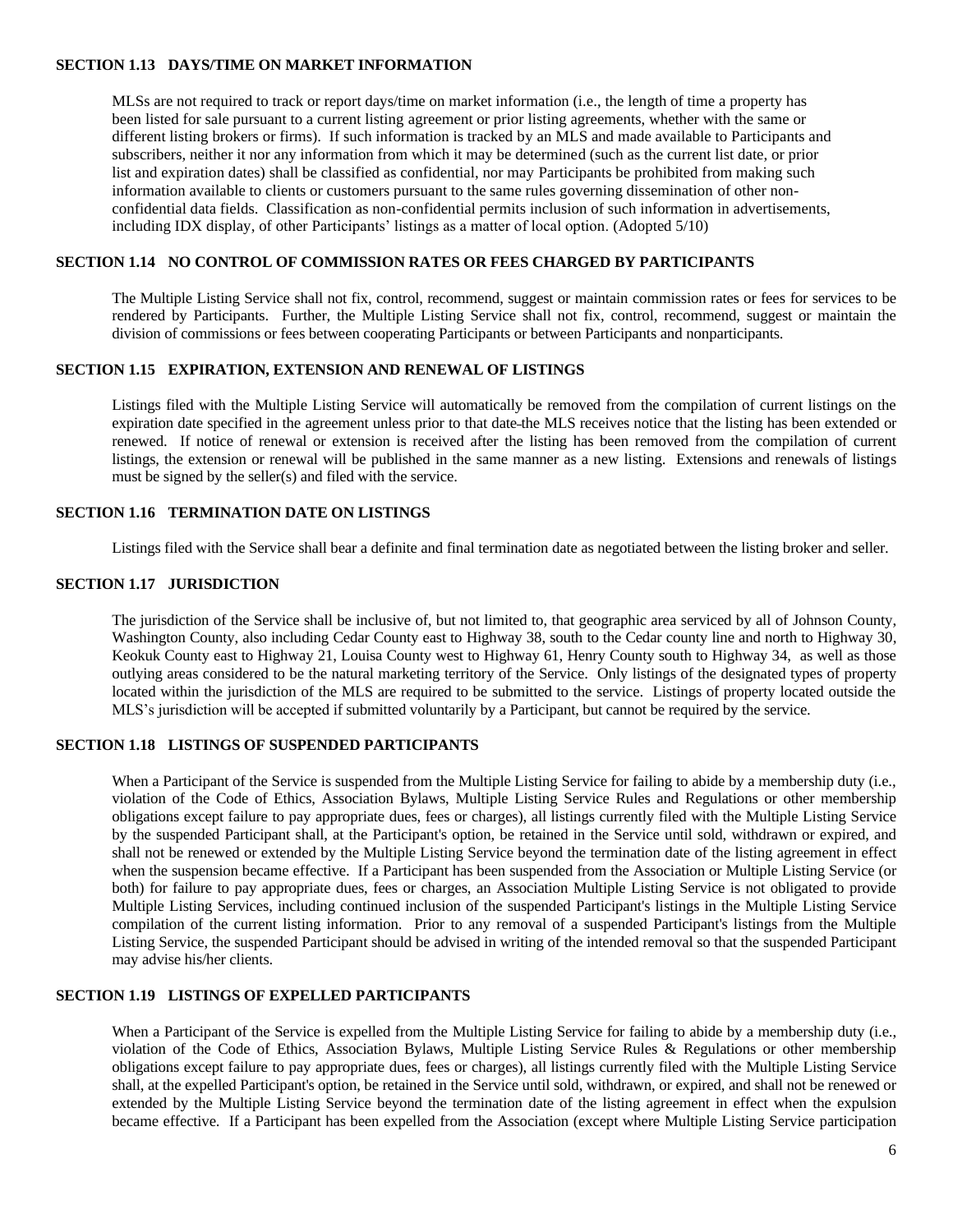### SECTION 1.13 DAYS/TIME ON MARKET INFORMATION

MLSs are not required to track or report days/time on market information (i.e., the length of time a property has been listed for sale pursuant to a current listing agreement or prior listing agreements, whether with the same or different listing brokers or firms). If such information is tracked by an MLS and made available to Participants and subscribers, neither it nor any information from which it may be determined (such as the current list date, or prior list and expiration dates) shall be classified as confidential, nor may Participants be prohibited from making such information available to clients or customers pursuant to the same rules governing dissemination of other non-confidential data fields. Classification as non-confidential permits inclusion of such information in advertisements, including IDX display, of other Participants' listings as a matter of local option. (Adopted 5/10)

### SECTION 1.14 NO CONTROL OF COMMISSION RATES OR FEES CHARGED BY PARTICIPANTS

The Multiple Listing Service shall not fix, control, recommend, suggest or maintain commission rates or fees for services to be rendered by Participants. Further, the Multiple Listing Service shall not fix, control, recommend, suggest or maintain the division of commissions or fees between cooperating Participants or between Participants and nonparticipants.

### SECTION 1.15 EXPIRATION, EXTENSION AND RENEWAL OF LISTINGS

Listings filed with the Multiple Listing Service will automatically be removed from the compilation of current listings on the expiration date specified in the agreement unless prior to that date the MLS receives notice that the listing has been extended or renewed. If notice of renewal or extension is received after the listing has been removed from the compilation of current listings, the extension or renewal will be published in the same manner as a new listing. Extensions and renewals of listings must be signed by the seller(s) and filed with the service.

### SECTION 1.16 TERMINATION DATE ON LISTINGS

Listings filed with the Service shall bear a definite and final termination date as negotiated between the listing broker and seller.

### SECTION 1.17 JURISDICTION

The jurisdiction of the Service shall be inclusive of, but not limited to, that geographic area serviced by all of Johnson County, Washington County, also including Cedar County east to Highway 38, south to the Cedar county line and north to Highway 30, Keokuk County east to Highway 21, Louisa County west to Highway 61, Henry County south to Highway 34, as well as those outlying areas considered to be the natural marketing territory of the Service. Only listings of the designated types of property located within the jurisdiction of the MLS are required to be submitted to the service. Listings of property located outside the MLS's jurisdiction will be accepted if submitted voluntarily by a Participant, but cannot be required by the service.

### SECTION 1.18 LISTINGS OF SUSPENDED PARTICIPANTS

When a Participant of the Service is suspended from the Multiple Listing Service for failing to abide by a membership duty (i.e., violation of the Code of Ethics, Association Bylaws, Multiple Listing Service Rules and Regulations or other membership obligations except failure to pay appropriate dues, fees or charges), all listings currently filed with the Multiple Listing Service by the suspended Participant shall, at the Participant's option, be retained in the Service until sold, withdrawn or expired, and shall not be renewed or extended by the Multiple Listing Service beyond the termination date of the listing agreement in effect when the suspension became effective. If a Participant has been suspended from the Association or Multiple Listing Service (or both) for failure to pay appropriate dues, fees or charges, an Association Multiple Listing Service is not obligated to provide Multiple Listing Services, including continued inclusion of the suspended Participant's listings in the Multiple Listing Service compilation of the current listing information. Prior to any removal of a suspended Participant's listings from the Multiple Listing Service, the suspended Participant should be advised in writing of the intended removal so that the suspended Participant may advise his/her clients.

### SECTION 1.19 LISTINGS OF EXPELLED PARTICIPANTS

When a Participant of the Service is expelled from the Multiple Listing Service for failing to abide by a membership duty (i.e., violation of the Code of Ethics, Association Bylaws, Multiple Listing Service Rules & Regulations or other membership obligations except failure to pay appropriate dues, fees or charges), all listings currently filed with the Multiple Listing Service shall, at the expelled Participant's option, be retained in the Service until sold, withdrawn, or expired, and shall not be renewed or extended by the Multiple Listing Service beyond the termination date of the listing agreement in effect when the expulsion became effective. If a Participant has been expelled from the Association (except where Multiple Listing Service participation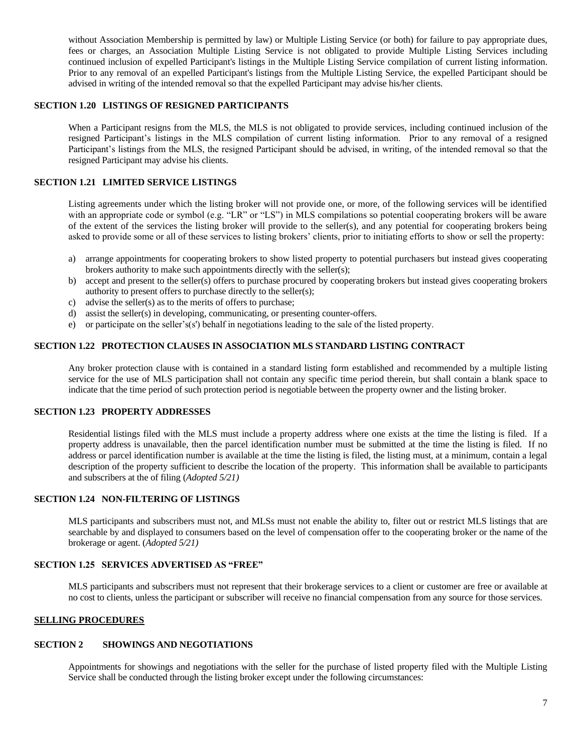without Association Membership is permitted by law) or Multiple Listing Service (or both) for failure to pay appropriate dues, fees or charges, an Association Multiple Listing Service is not obligated to provide Multiple Listing Services including continued inclusion of expelled Participant's listings in the Multiple Listing Service compilation of current listing information. Prior to any removal of an expelled Participant's listings from the Multiple Listing Service, the expelled Participant should be advised in writing of the intended removal so that the expelled Participant may advise his/her clients.

### SECTION 1.20 LISTINGS OF RESIGNED PARTICIPANTS

When a Participant resigns from the MLS, the MLS is not obligated to provide services, including continued inclusion of the resigned Participant's listings in the MLS compilation of current listing information. Prior to any removal of a resigned Participant's listings from the MLS, the resigned Participant should be advised, in writing, of the intended removal so that the resigned Participant may advise his clients.

### SECTION 1.21 LIMITED SERVICE LISTINGS

Listing agreements under which the listing broker will not provide one, or more, of the following services will be identified with an appropriate code or symbol (e.g. "LR" or "LS") in MLS compilations so potential cooperating brokers will be aware of the extent of the services the listing broker will provide to the seller(s), and any potential for cooperating brokers being asked to provide some or all of these services to listing brokers' clients, prior to initiating efforts to show or sell the property:

a) arrange appointments for cooperating brokers to show listed property to potential purchasers but instead gives cooperating brokers authority to make such appointments directly with the seller(s);
b) accept and present to the seller(s) offers to purchase procured by cooperating brokers but instead gives cooperating brokers authority to present offers to purchase directly to the seller(s);
c) advise the seller(s) as to the merits of offers to purchase;
d) assist the seller(s) in developing, communicating, or presenting counter-offers.
e) or participate on the seller's(s') behalf in negotiations leading to the sale of the listed property.

### SECTION 1.22 PROTECTION CLAUSES IN ASSOCIATION MLS STANDARD LISTING CONTRACT

Any broker protection clause with is contained in a standard listing form established and recommended by a multiple listing service for the use of MLS participation shall not contain any specific time period therein, but shall contain a blank space to indicate that the time period of such protection period is negotiable between the property owner and the listing broker.

### SECTION 1.23 PROPERTY ADDRESSES

Residential listings filed with the MLS must include a property address where one exists at the time the listing is filed. If a property address is unavailable, then the parcel identification number must be submitted at the time the listing is filed. If no address or parcel identification number is available at the time the listing is filed, the listing must, at a minimum, contain a legal description of the property sufficient to describe the location of the property. This information shall be available to participants and subscribers at the of filing (*Adopted 5/21)*

### SECTION 1.24 NON-FILTERING OF LISTINGS

MLS participants and subscribers must not, and MLSs must not enable the ability to, filter out or restrict MLS listings that are searchable by and displayed to consumers based on the level of compensation offer to the cooperating broker or the name of the brokerage or agent. (*Adopted 5/21)*

### SECTION 1.25 SERVICES ADVERTISED AS "FREE"

MLS participants and subscribers must not represent that their brokerage services to a client or customer are free or available at no cost to clients, unless the participant or subscriber will receive no financial compensation from any source for those services.

## SELLING PROCEDURES

### SECTION 2 SHOWINGS AND NEGOTIATIONS

Appointments for showings and negotiations with the seller for the purchase of listed property filed with the Multiple Listing Service shall be conducted through the listing broker except under the following circumstances: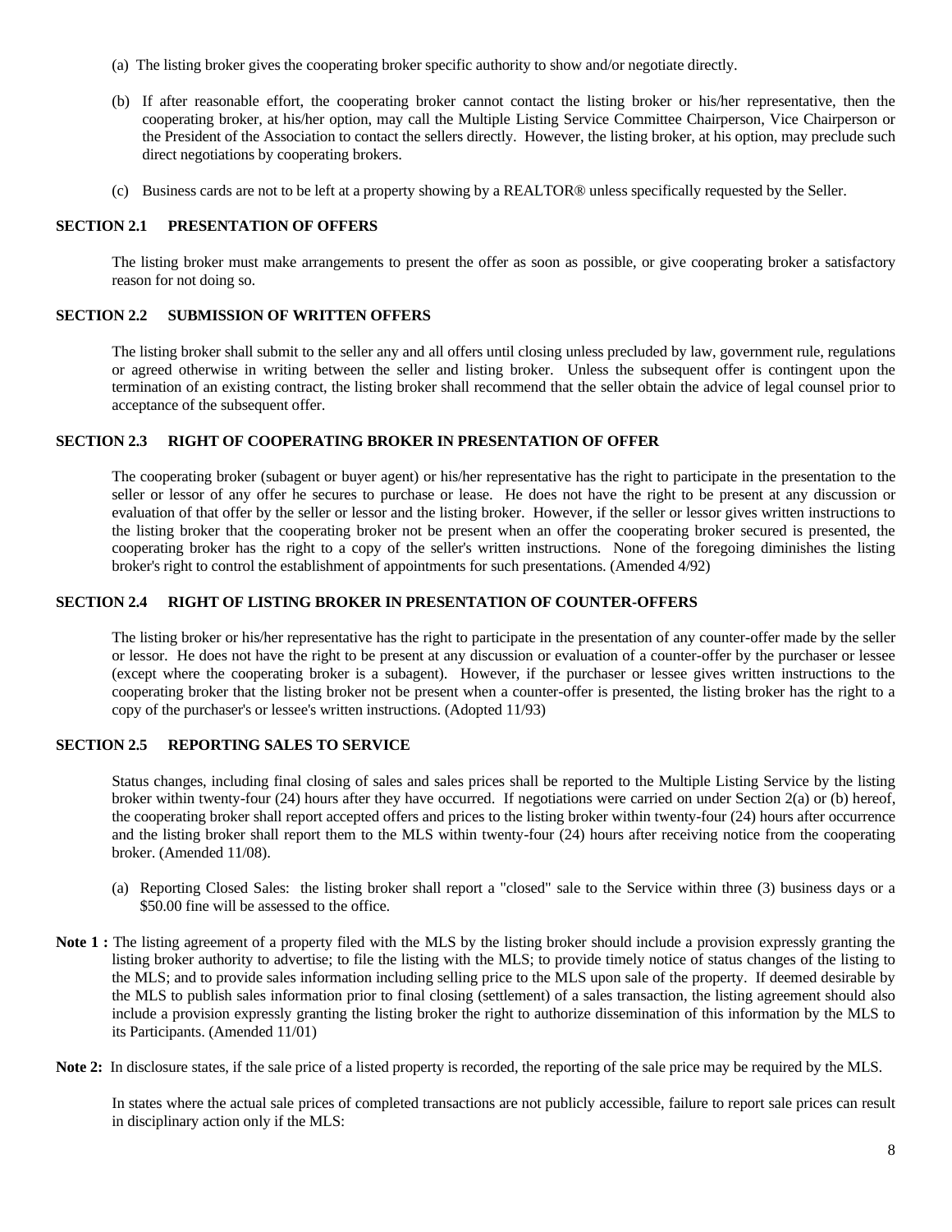(a) The listing broker gives the cooperating broker specific authority to show and/or negotiate directly.

(b) If after reasonable effort, the cooperating broker cannot contact the listing broker or his/her representative, then the cooperating broker, at his/her option, may call the Multiple Listing Service Committee Chairperson, Vice Chairperson or the President of the Association to contact the sellers directly. However, the listing broker, at his option, may preclude such direct negotiations by cooperating brokers.

(c) Business cards are not to be left at a property showing by a REALTOR® unless specifically requested by the Seller.

### SECTION 2.1 PRESENTATION OF OFFERS

The listing broker must make arrangements to present the offer as soon as possible, or give cooperating broker a satisfactory reason for not doing so.

### SECTION 2.2 SUBMISSION OF WRITTEN OFFERS

The listing broker shall submit to the seller any and all offers until closing unless precluded by law, government rule, regulations or agreed otherwise in writing between the seller and listing broker. Unless the subsequent offer is contingent upon the termination of an existing contract, the listing broker shall recommend that the seller obtain the advice of legal counsel prior to acceptance of the subsequent offer.

### SECTION 2.3 RIGHT OF COOPERATING BROKER IN PRESENTATION OF OFFER

The cooperating broker (subagent or buyer agent) or his/her representative has the right to participate in the presentation to the seller or lessor of any offer he secures to purchase or lease. He does not have the right to be present at any discussion or evaluation of that offer by the seller or lessor and the listing broker. However, if the seller or lessor gives written instructions to the listing broker that the cooperating broker not be present when an offer the cooperating broker secured is presented, the cooperating broker has the right to a copy of the seller's written instructions. None of the foregoing diminishes the listing broker's right to control the establishment of appointments for such presentations. (Amended 4/92)

### SECTION 2.4 RIGHT OF LISTING BROKER IN PRESENTATION OF COUNTER-OFFERS

The listing broker or his/her representative has the right to participate in the presentation of any counter-offer made by the seller or lessor. He does not have the right to be present at any discussion or evaluation of a counter-offer by the purchaser or lessee (except where the cooperating broker is a subagent). However, if the purchaser or lessee gives written instructions to the cooperating broker that the listing broker not be present when a counter-offer is presented, the listing broker has the right to a copy of the purchaser's or lessee's written instructions. (Adopted 11/93)

### SECTION 2.5 REPORTING SALES TO SERVICE

Status changes, including final closing of sales and sales prices shall be reported to the Multiple Listing Service by the listing broker within twenty-four (24) hours after they have occurred. If negotiations were carried on under Section 2(a) or (b) hereof, the cooperating broker shall report accepted offers and prices to the listing broker within twenty-four (24) hours after occurrence and the listing broker shall report them to the MLS within twenty-four (24) hours after receiving notice from the cooperating broker. (Amended 11/08).

(a) Reporting Closed Sales: the listing broker shall report a "closed" sale to the Service within three (3) business days or a $50.00 fine will be assessed to the office.

**Note 1 :** The listing agreement of a property filed with the MLS by the listing broker should include a provision expressly granting the listing broker authority to advertise; to file the listing with the MLS; to provide timely notice of status changes of the listing to the MLS; and to provide sales information including selling price to the MLS upon sale of the property. If deemed desirable by the MLS to publish sales information prior to final closing (settlement) of a sales transaction, the listing agreement should also include a provision expressly granting the listing broker the right to authorize dissemination of this information by the MLS to its Participants. (Amended 11/01)

**Note 2:** In disclosure states, if the sale price of a listed property is recorded, the reporting of the sale price may be required by the MLS.

In states where the actual sale prices of completed transactions are not publicly accessible, failure to report sale prices can result in disciplinary action only if the MLS: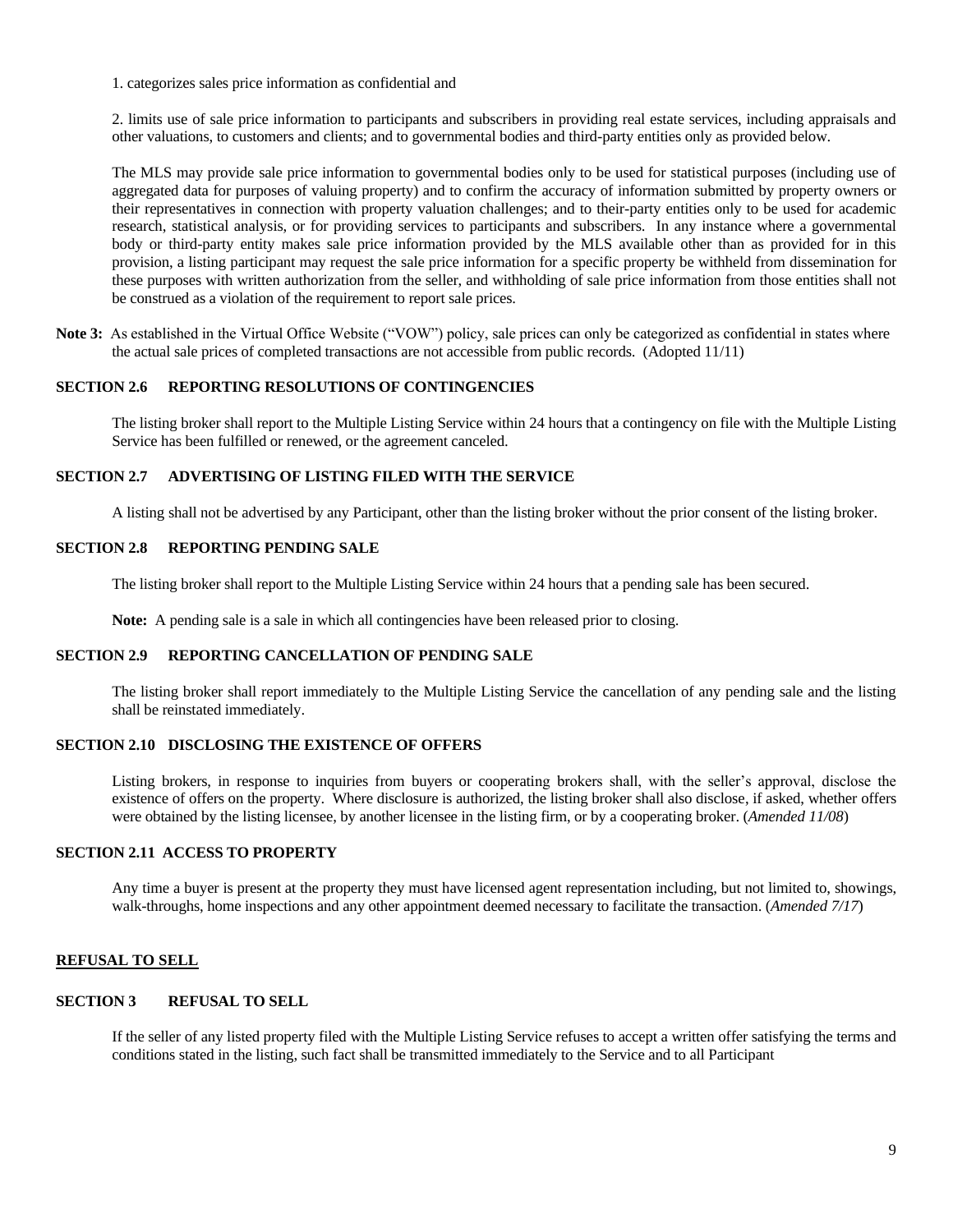1. categorizes sales price information as confidential and

2. limits use of sale price information to participants and subscribers in providing real estate services, including appraisals and other valuations, to customers and clients; and to governmental bodies and third-party entities only as provided below.

The MLS may provide sale price information to governmental bodies only to be used for statistical purposes (including use of aggregated data for purposes of valuing property) and to confirm the accuracy of information submitted by property owners or their representatives in connection with property valuation challenges; and to their-party entities only to be used for academic research, statistical analysis, or for providing services to participants and subscribers. In any instance where a governmental body or third-party entity makes sale price information provided by the MLS available other than as provided for in this provision, a listing participant may request the sale price information for a specific property be withheld from dissemination for these purposes with written authorization from the seller, and withholding of sale price information from those entities shall not be construed as a violation of the requirement to report sale prices.

**Note 3:** As established in the Virtual Office Website ("VOW") policy, sale prices can only be categorized as confidential in states where the actual sale prices of completed transactions are not accessible from public records. (Adopted 11/11)

### SECTION 2.6 REPORTING RESOLUTIONS OF CONTINGENCIES

The listing broker shall report to the Multiple Listing Service within 24 hours that a contingency on file with the Multiple Listing Service has been fulfilled or renewed, or the agreement canceled.

### SECTION 2.7 ADVERTISING OF LISTING FILED WITH THE SERVICE

A listing shall not be advertised by any Participant, other than the listing broker without the prior consent of the listing broker.

### SECTION 2.8 REPORTING PENDING SALE

The listing broker shall report to the Multiple Listing Service within 24 hours that a pending sale has been secured.

**Note:** A pending sale is a sale in which all contingencies have been released prior to closing.

### SECTION 2.9 REPORTING CANCELLATION OF PENDING SALE

The listing broker shall report immediately to the Multiple Listing Service the cancellation of any pending sale and the listing shall be reinstated immediately.

### SECTION 2.10 DISCLOSING THE EXISTENCE OF OFFERS

Listing brokers, in response to inquiries from buyers or cooperating brokers shall, with the seller's approval, disclose the existence of offers on the property. Where disclosure is authorized, the listing broker shall also disclose, if asked, whether offers were obtained by the listing licensee, by another licensee in the listing firm, or by a cooperating broker. (*Amended 11/08*)

### SECTION 2.11 ACCESS TO PROPERTY

Any time a buyer is present at the property they must have licensed agent representation including, but not limited to, showings, walk-throughs, home inspections and any other appointment deemed necessary to facilitate the transaction. (*Amended 7/17*)

## REFUSAL TO SELL

### SECTION 3 REFUSAL TO SELL

If the seller of any listed property filed with the Multiple Listing Service refuses to accept a written offer satisfying the terms and conditions stated in the listing, such fact shall be transmitted immediately to the Service and to all Participant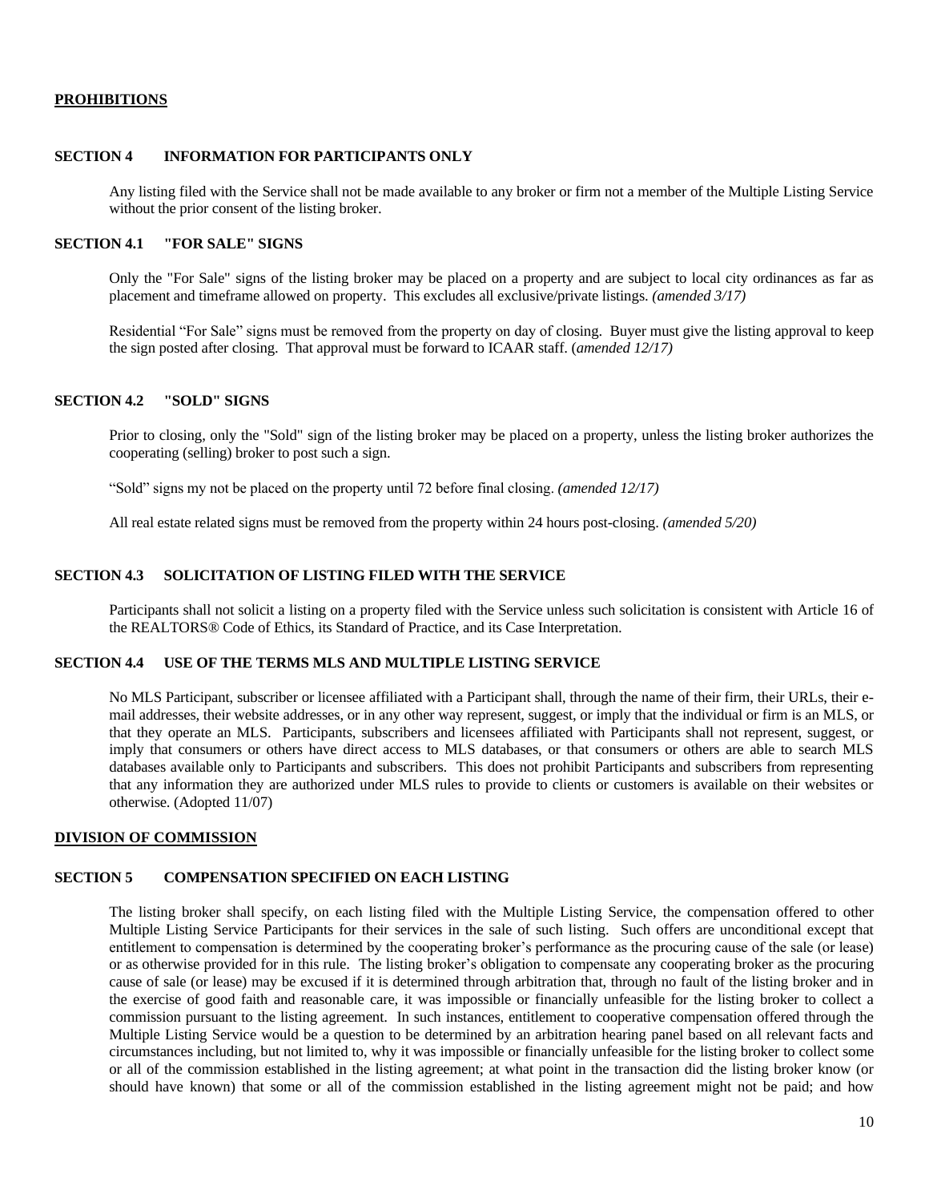## PROHIBITIONS

### SECTION 4 INFORMATION FOR PARTICIPANTS ONLY

Any listing filed with the Service shall not be made available to any broker or firm not a member of the Multiple Listing Service without the prior consent of the listing broker.

### SECTION 4.1 "FOR SALE" SIGNS

Only the "For Sale" signs of the listing broker may be placed on a property and are subject to local city ordinances as far as placement and timeframe allowed on property. This excludes all exclusive/private listings. *(amended 3/17)*

Residential "For Sale" signs must be removed from the property on day of closing. Buyer must give the listing approval to keep the sign posted after closing. That approval must be forward to ICAAR staff. (*amended 12/17)*

### SECTION 4.2 "SOLD" SIGNS

Prior to closing, only the "Sold" sign of the listing broker may be placed on a property, unless the listing broker authorizes the cooperating (selling) broker to post such a sign.

"Sold" signs my not be placed on the property until 72 before final closing. *(amended 12/17)*

All real estate related signs must be removed from the property within 24 hours post-closing. *(amended 5/20)*

### SECTION 4.3 SOLICITATION OF LISTING FILED WITH THE SERVICE

Participants shall not solicit a listing on a property filed with the Service unless such solicitation is consistent with Article 16 of the REALTORS® Code of Ethics, its Standard of Practice, and its Case Interpretation.

### SECTION 4.4 USE OF THE TERMS MLS AND MULTIPLE LISTING SERVICE

No MLS Participant, subscriber or licensee affiliated with a Participant shall, through the name of their firm, their URLs, their e-mail addresses, their website addresses, or in any other way represent, suggest, or imply that the individual or firm is an MLS, or that they operate an MLS. Participants, subscribers and licensees affiliated with Participants shall not represent, suggest, or imply that consumers or others have direct access to MLS databases, or that consumers or others are able to search MLS databases available only to Participants and subscribers. This does not prohibit Participants and subscribers from representing that any information they are authorized under MLS rules to provide to clients or customers is available on their websites or otherwise. (Adopted 11/07)

## DIVISION OF COMMISSION

### SECTION 5 COMPENSATION SPECIFIED ON EACH LISTING

The listing broker shall specify, on each listing filed with the Multiple Listing Service, the compensation offered to other Multiple Listing Service Participants for their services in the sale of such listing. Such offers are unconditional except that entitlement to compensation is determined by the cooperating broker's performance as the procuring cause of the sale (or lease) or as otherwise provided for in this rule. The listing broker's obligation to compensate any cooperating broker as the procuring cause of sale (or lease) may be excused if it is determined through arbitration that, through no fault of the listing broker and in the exercise of good faith and reasonable care, it was impossible or financially unfeasible for the listing broker to collect a commission pursuant to the listing agreement. In such instances, entitlement to cooperative compensation offered through the Multiple Listing Service would be a question to be determined by an arbitration hearing panel based on all relevant facts and circumstances including, but not limited to, why it was impossible or financially unfeasible for the listing broker to collect some or all of the commission established in the listing agreement; at what point in the transaction did the listing broker know (or should have known) that some or all of the commission established in the listing agreement might not be paid; and how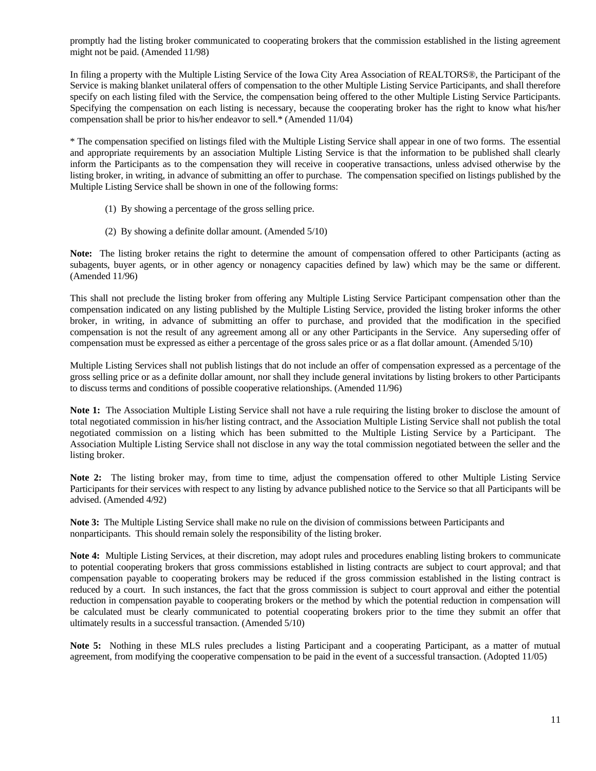promptly had the listing broker communicated to cooperating brokers that the commission established in the listing agreement might not be paid. (Amended 11/98)

In filing a property with the Multiple Listing Service of the Iowa City Area Association of REALTORS®, the Participant of the Service is making blanket unilateral offers of compensation to the other Multiple Listing Service Participants, and shall therefore specify on each listing filed with the Service, the compensation being offered to the other Multiple Listing Service Participants. Specifying the compensation on each listing is necessary, because the cooperating broker has the right to know what his/her compensation shall be prior to his/her endeavor to sell.* (Amended 11/04)

* The compensation specified on listings filed with the Multiple Listing Service shall appear in one of two forms. The essential and appropriate requirements by an association Multiple Listing Service is that the information to be published shall clearly inform the Participants as to the compensation they will receive in cooperative transactions, unless advised otherwise by the listing broker, in writing, in advance of submitting an offer to purchase. The compensation specified on listings published by the Multiple Listing Service shall be shown in one of the following forms:

(1) By showing a percentage of the gross selling price.

(2) By showing a definite dollar amount. (Amended 5/10)

**Note:** The listing broker retains the right to determine the amount of compensation offered to other Participants (acting as subagents, buyer agents, or in other agency or nonagency capacities defined by law) which may be the same or different. (Amended 11/96)

This shall not preclude the listing broker from offering any Multiple Listing Service Participant compensation other than the compensation indicated on any listing published by the Multiple Listing Service, provided the listing broker informs the other broker, in writing, in advance of submitting an offer to purchase, and provided that the modification in the specified compensation is not the result of any agreement among all or any other Participants in the Service. Any superseding offer of compensation must be expressed as either a percentage of the gross sales price or as a flat dollar amount. (Amended 5/10)

Multiple Listing Services shall not publish listings that do not include an offer of compensation expressed as a percentage of the gross selling price or as a definite dollar amount, nor shall they include general invitations by listing brokers to other Participants to discuss terms and conditions of possible cooperative relationships. (Amended 11/96)

**Note 1:** The Association Multiple Listing Service shall not have a rule requiring the listing broker to disclose the amount of total negotiated commission in his/her listing contract, and the Association Multiple Listing Service shall not publish the total negotiated commission on a listing which has been submitted to the Multiple Listing Service by a Participant. The Association Multiple Listing Service shall not disclose in any way the total commission negotiated between the seller and the listing broker.

**Note 2:** The listing broker may, from time to time, adjust the compensation offered to other Multiple Listing Service Participants for their services with respect to any listing by advance published notice to the Service so that all Participants will be advised. (Amended 4/92)

**Note 3:** The Multiple Listing Service shall make no rule on the division of commissions between Participants and nonparticipants. This should remain solely the responsibility of the listing broker.

**Note 4:** Multiple Listing Services, at their discretion, may adopt rules and procedures enabling listing brokers to communicate to potential cooperating brokers that gross commissions established in listing contracts are subject to court approval; and that compensation payable to cooperating brokers may be reduced if the gross commission established in the listing contract is reduced by a court. In such instances, the fact that the gross commission is subject to court approval and either the potential reduction in compensation payable to cooperating brokers or the method by which the potential reduction in compensation will be calculated must be clearly communicated to potential cooperating brokers prior to the time they submit an offer that ultimately results in a successful transaction. (Amended 5/10)

**Note 5:** Nothing in these MLS rules precludes a listing Participant and a cooperating Participant, as a matter of mutual agreement, from modifying the cooperative compensation to be paid in the event of a successful transaction. (Adopted 11/05)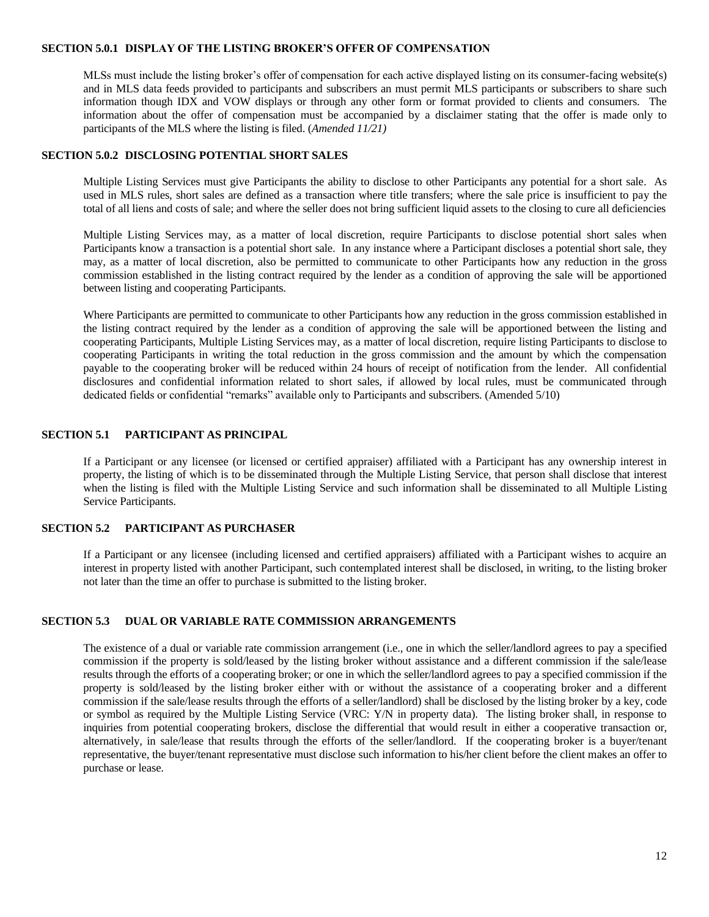### SECTION 5.0.1 DISPLAY OF THE LISTING BROKER'S OFFER OF COMPENSATION

MLSs must include the listing broker's offer of compensation for each active displayed listing on its consumer-facing website(s) and in MLS data feeds provided to participants and subscribers an must permit MLS participants or subscribers to share such information though IDX and VOW displays or through any other form or format provided to clients and consumers. The information about the offer of compensation must be accompanied by a disclaimer stating that the offer is made only to participants of the MLS where the listing is filed. (*Amended 11/21)*

### SECTION 5.0.2 DISCLOSING POTENTIAL SHORT SALES

Multiple Listing Services must give Participants the ability to disclose to other Participants any potential for a short sale. As used in MLS rules, short sales are defined as a transaction where title transfers; where the sale price is insufficient to pay the total of all liens and costs of sale; and where the seller does not bring sufficient liquid assets to the closing to cure all deficiencies

Multiple Listing Services may, as a matter of local discretion, require Participants to disclose potential short sales when Participants know a transaction is a potential short sale. In any instance where a Participant discloses a potential short sale, they may, as a matter of local discretion, also be permitted to communicate to other Participants how any reduction in the gross commission established in the listing contract required by the lender as a condition of approving the sale will be apportioned between listing and cooperating Participants.

Where Participants are permitted to communicate to other Participants how any reduction in the gross commission established in the listing contract required by the lender as a condition of approving the sale will be apportioned between the listing and cooperating Participants, Multiple Listing Services may, as a matter of local discretion, require listing Participants to disclose to cooperating Participants in writing the total reduction in the gross commission and the amount by which the compensation payable to the cooperating broker will be reduced within 24 hours of receipt of notification from the lender. All confidential disclosures and confidential information related to short sales, if allowed by local rules, must be communicated through dedicated fields or confidential "remarks" available only to Participants and subscribers. (Amended 5/10)

### SECTION 5.1 PARTICIPANT AS PRINCIPAL

If a Participant or any licensee (or licensed or certified appraiser) affiliated with a Participant has any ownership interest in property, the listing of which is to be disseminated through the Multiple Listing Service, that person shall disclose that interest when the listing is filed with the Multiple Listing Service and such information shall be disseminated to all Multiple Listing Service Participants.

### SECTION 5.2 PARTICIPANT AS PURCHASER

If a Participant or any licensee (including licensed and certified appraisers) affiliated with a Participant wishes to acquire an interest in property listed with another Participant, such contemplated interest shall be disclosed, in writing, to the listing broker not later than the time an offer to purchase is submitted to the listing broker.

### SECTION 5.3 DUAL OR VARIABLE RATE COMMISSION ARRANGEMENTS

The existence of a dual or variable rate commission arrangement (i.e., one in which the seller/landlord agrees to pay a specified commission if the property is sold/leased by the listing broker without assistance and a different commission if the sale/lease results through the efforts of a cooperating broker; or one in which the seller/landlord agrees to pay a specified commission if the property is sold/leased by the listing broker either with or without the assistance of a cooperating broker and a different commission if the sale/lease results through the efforts of a seller/landlord) shall be disclosed by the listing broker by a key, code or symbol as required by the Multiple Listing Service (VRC: Y/N in property data). The listing broker shall, in response to inquiries from potential cooperating brokers, disclose the differential that would result in either a cooperative transaction or, alternatively, in sale/lease that results through the efforts of the seller/landlord. If the cooperating broker is a buyer/tenant representative, the buyer/tenant representative must disclose such information to his/her client before the client makes an offer to purchase or lease.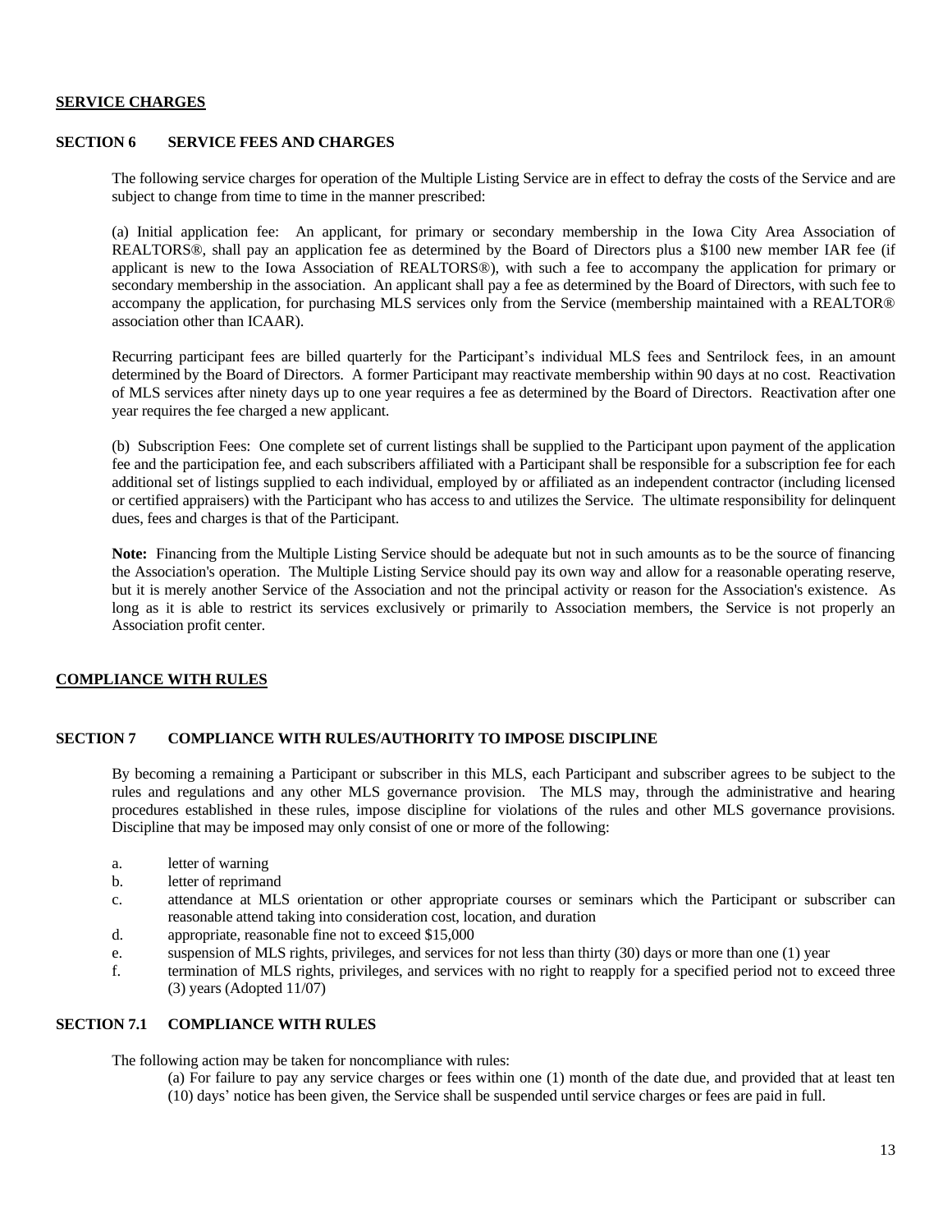## SERVICE CHARGES

### SECTION 6 SERVICE FEES AND CHARGES

The following service charges for operation of the Multiple Listing Service are in effect to defray the costs of the Service and are subject to change from time to time in the manner prescribed:

(a) Initial application fee: An applicant, for primary or secondary membership in the Iowa City Area Association of REALTORS®, shall pay an application fee as determined by the Board of Directors plus a $100 new member IAR fee (if applicant is new to the Iowa Association of REALTORS®), with such a fee to accompany the application for primary or secondary membership in the association. An applicant shall pay a fee as determined by the Board of Directors, with such fee to accompany the application, for purchasing MLS services only from the Service (membership maintained with a REALTOR® association other than ICAAR).

Recurring participant fees are billed quarterly for the Participant's individual MLS fees and Sentrilock fees, in an amount determined by the Board of Directors. A former Participant may reactivate membership within 90 days at no cost. Reactivation of MLS services after ninety days up to one year requires a fee as determined by the Board of Directors. Reactivation after one year requires the fee charged a new applicant.

(b) Subscription Fees: One complete set of current listings shall be supplied to the Participant upon payment of the application fee and the participation fee, and each subscribers affiliated with a Participant shall be responsible for a subscription fee for each additional set of listings supplied to each individual, employed by or affiliated as an independent contractor (including licensed or certified appraisers) with the Participant who has access to and utilizes the Service. The ultimate responsibility for delinquent dues, fees and charges is that of the Participant.

**Note:** Financing from the Multiple Listing Service should be adequate but not in such amounts as to be the source of financing the Association's operation. The Multiple Listing Service should pay its own way and allow for a reasonable operating reserve, but it is merely another Service of the Association and not the principal activity or reason for the Association's existence. As long as it is able to restrict its services exclusively or primarily to Association members, the Service is not properly an Association profit center.

## COMPLIANCE WITH RULES

### SECTION 7 COMPLIANCE WITH RULES/AUTHORITY TO IMPOSE DISCIPLINE

By becoming a remaining a Participant or subscriber in this MLS, each Participant and subscriber agrees to be subject to the rules and regulations and any other MLS governance provision. The MLS may, through the administrative and hearing procedures established in these rules, impose discipline for violations of the rules and other MLS governance provisions. Discipline that may be imposed may only consist of one or more of the following:

a. letter of warning
b. letter of reprimand
c. attendance at MLS orientation or other appropriate courses or seminars which the Participant or subscriber can reasonable attend taking into consideration cost, location, and duration
d. appropriate, reasonable fine not to exceed $15,000
e. suspension of MLS rights, privileges, and services for not less than thirty (30) days or more than one (1) year
f. termination of MLS rights, privileges, and services with no right to reapply for a specified period not to exceed three (3) years (Adopted 11/07)

### SECTION 7.1 COMPLIANCE WITH RULES

The following action may be taken for noncompliance with rules:

(a) For failure to pay any service charges or fees within one (1) month of the date due, and provided that at least ten (10) days' notice has been given, the Service shall be suspended until service charges or fees are paid in full.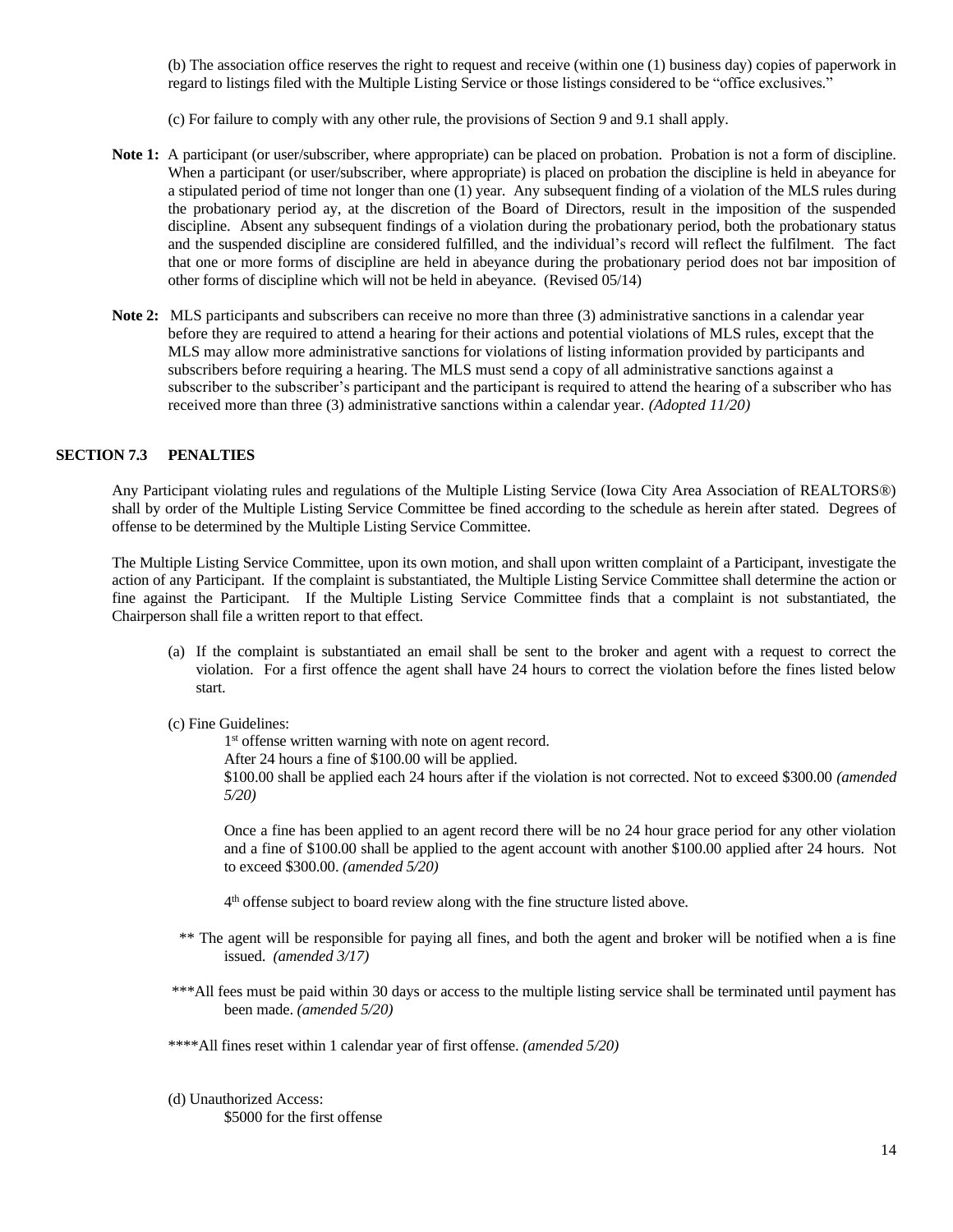(b) The association office reserves the right to request and receive (within one (1) business day) copies of paperwork in regard to listings filed with the Multiple Listing Service or those listings considered to be "office exclusives."

(c) For failure to comply with any other rule, the provisions of Section 9 and 9.1 shall apply.

**Note 1:** A participant (or user/subscriber, where appropriate) can be placed on probation. Probation is not a form of discipline. When a participant (or user/subscriber, where appropriate) is placed on probation the discipline is held in abeyance for a stipulated period of time not longer than one (1) year. Any subsequent finding of a violation of the MLS rules during the probationary period ay, at the discretion of the Board of Directors, result in the imposition of the suspended discipline. Absent any subsequent findings of a violation during the probationary period, both the probationary status and the suspended discipline are considered fulfilled, and the individual's record will reflect the fulfilment. The fact that one or more forms of discipline are held in abeyance during the probationary period does not bar imposition of other forms of discipline which will not be held in abeyance. (Revised 05/14)

**Note 2:** MLS participants and subscribers can receive no more than three (3) administrative sanctions in a calendar year before they are required to attend a hearing for their actions and potential violations of MLS rules, except that the MLS may allow more administrative sanctions for violations of listing information provided by participants and subscribers before requiring a hearing. The MLS must send a copy of all administrative sanctions against a subscriber to the subscriber's participant and the participant is required to attend the hearing of a subscriber who has received more than three (3) administrative sanctions within a calendar year. *(Adopted 11/20)*

## SECTION 7.3 PENALTIES

Any Participant violating rules and regulations of the Multiple Listing Service (Iowa City Area Association of REALTORS®) shall by order of the Multiple Listing Service Committee be fined according to the schedule as herein after stated. Degrees of offense to be determined by the Multiple Listing Service Committee.

The Multiple Listing Service Committee, upon its own motion, and shall upon written complaint of a Participant, investigate the action of any Participant. If the complaint is substantiated, the Multiple Listing Service Committee shall determine the action or fine against the Participant. If the Multiple Listing Service Committee finds that a complaint is not substantiated, the Chairperson shall file a written report to that effect.

(a) If the complaint is substantiated an email shall be sent to the broker and agent with a request to correct the violation. For a first offence the agent shall have 24 hours to correct the violation before the fines listed below start.

(c) Fine Guidelines:

1st offense written warning with note on agent record.
After 24 hours a fine of $100.00 will be applied.
$100.00 shall be applied each 24 hours after if the violation is not corrected. Not to exceed $300.00 *(amended 5/20)*

Once a fine has been applied to an agent record there will be no 24 hour grace period for any other violation and a fine of $100.00 shall be applied to the agent account with another $100.00 applied after 24 hours. Not to exceed $300.00. *(amended 5/20)*

4th offense subject to board review along with the fine structure listed above.

** The agent will be responsible for paying all fines, and both the agent and broker will be notified when a is fine issued. *(amended 3/17)*

***All fees must be paid within 30 days or access to the multiple listing service shall be terminated until payment has been made. *(amended 5/20)*

****All fines reset within 1 calendar year of first offense. *(amended 5/20)*

(d) Unauthorized Access:

$5000 for the first offense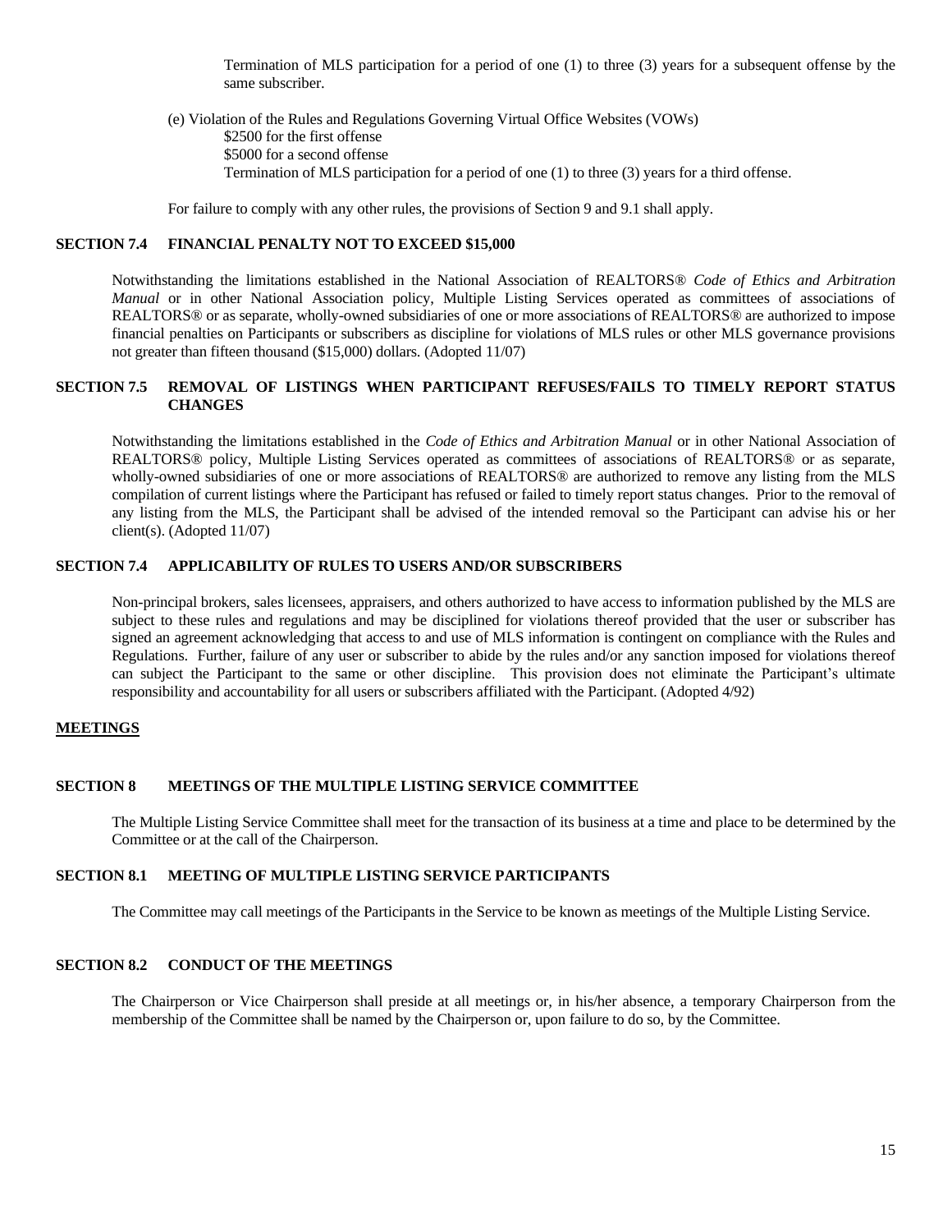Termination of MLS participation for a period of one (1) to three (3) years for a subsequent offense by the same subscriber.

(e) Violation of the Rules and Regulations Governing Virtual Office Websites (VOWs)

$2500 for the first offense

$5000 for a second offense

Termination of MLS participation for a period of one (1) to three (3) years for a third offense.

For failure to comply with any other rules, the provisions of Section 9 and 9.1 shall apply.

### SECTION 7.4 FINANCIAL PENALTY NOT TO EXCEED $15,000

Notwithstanding the limitations established in the National Association of REALTORS® *Code of Ethics and Arbitration Manual* or in other National Association policy, Multiple Listing Services operated as committees of associations of REALTORS® or as separate, wholly-owned subsidiaries of one or more associations of REALTORS® are authorized to impose financial penalties on Participants or subscribers as discipline for violations of MLS rules or other MLS governance provisions not greater than fifteen thousand ($15,000) dollars. (Adopted 11/07)

### SECTION 7.5 REMOVAL OF LISTINGS WHEN PARTICIPANT REFUSES/FAILS TO TIMELY REPORT STATUS CHANGES

Notwithstanding the limitations established in the *Code of Ethics and Arbitration Manual* or in other National Association of REALTORS® policy, Multiple Listing Services operated as committees of associations of REALTORS® or as separate, wholly-owned subsidiaries of one or more associations of REALTORS® are authorized to remove any listing from the MLS compilation of current listings where the Participant has refused or failed to timely report status changes. Prior to the removal of any listing from the MLS, the Participant shall be advised of the intended removal so the Participant can advise his or her client(s). (Adopted 11/07)

### SECTION 7.4 APPLICABILITY OF RULES TO USERS AND/OR SUBSCRIBERS

Non-principal brokers, sales licensees, appraisers, and others authorized to have access to information published by the MLS are subject to these rules and regulations and may be disciplined for violations thereof provided that the user or subscriber has signed an agreement acknowledging that access to and use of MLS information is contingent on compliance with the Rules and Regulations. Further, failure of any user or subscriber to abide by the rules and/or any sanction imposed for violations thereof can subject the Participant to the same or other discipline. This provision does not eliminate the Participant's ultimate responsibility and accountability for all users or subscribers affiliated with the Participant. (Adopted 4/92)

## MEETINGS

### SECTION 8 MEETINGS OF THE MULTIPLE LISTING SERVICE COMMITTEE

The Multiple Listing Service Committee shall meet for the transaction of its business at a time and place to be determined by the Committee or at the call of the Chairperson.

### SECTION 8.1 MEETING OF MULTIPLE LISTING SERVICE PARTICIPANTS

The Committee may call meetings of the Participants in the Service to be known as meetings of the Multiple Listing Service.

### SECTION 8.2 CONDUCT OF THE MEETINGS

The Chairperson or Vice Chairperson shall preside at all meetings or, in his/her absence, a temporary Chairperson from the membership of the Committee shall be named by the Chairperson or, upon failure to do so, by the Committee.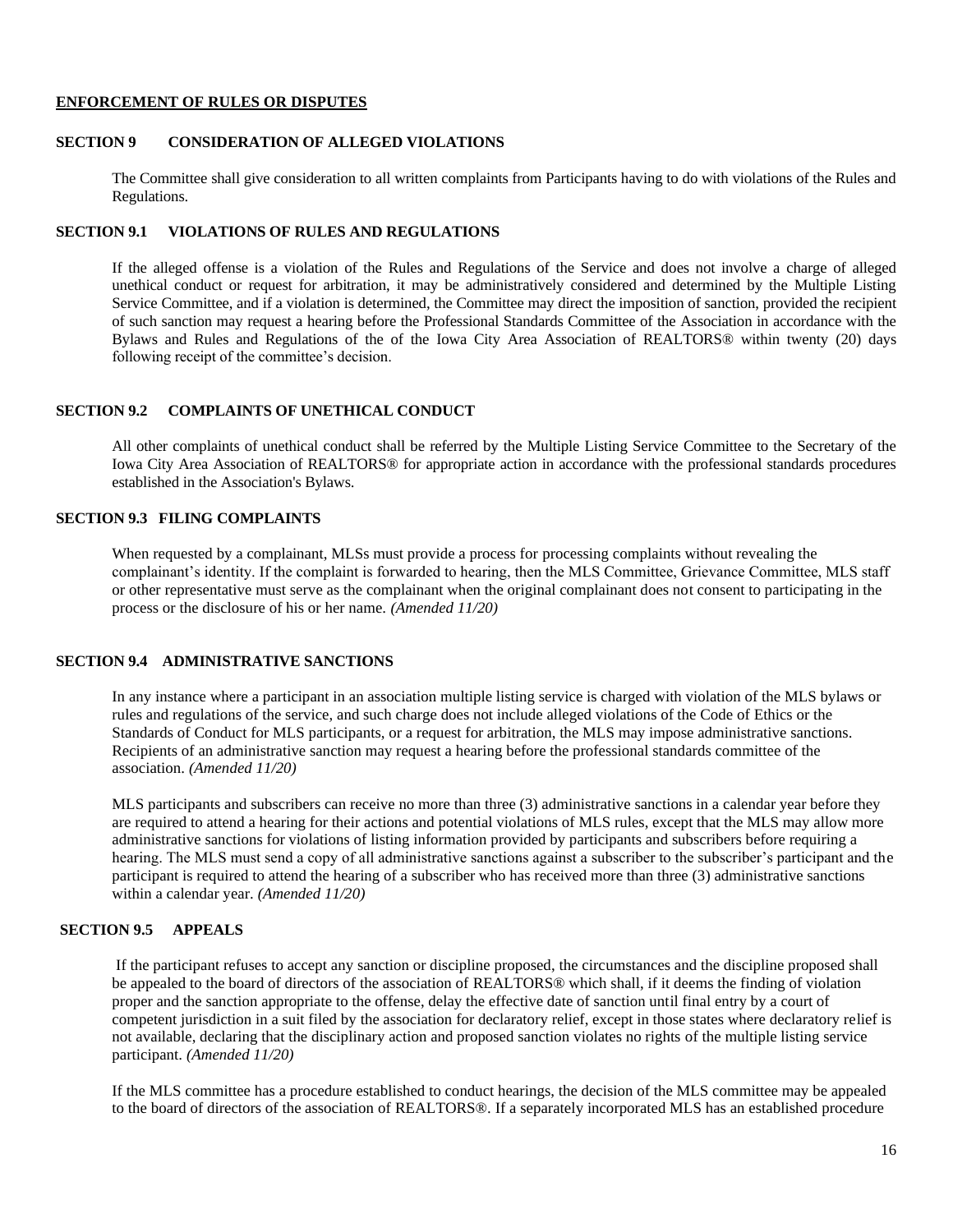## ENFORCEMENT OF RULES OR DISPUTES

### SECTION 9 CONSIDERATION OF ALLEGED VIOLATIONS

The Committee shall give consideration to all written complaints from Participants having to do with violations of the Rules and Regulations.

### SECTION 9.1 VIOLATIONS OF RULES AND REGULATIONS

If the alleged offense is a violation of the Rules and Regulations of the Service and does not involve a charge of alleged unethical conduct or request for arbitration, it may be administratively considered and determined by the Multiple Listing Service Committee, and if a violation is determined, the Committee may direct the imposition of sanction, provided the recipient of such sanction may request a hearing before the Professional Standards Committee of the Association in accordance with the Bylaws and Rules and Regulations of the of the Iowa City Area Association of REALTORS® within twenty (20) days following receipt of the committee's decision.

### SECTION 9.2 COMPLAINTS OF UNETHICAL CONDUCT

All other complaints of unethical conduct shall be referred by the Multiple Listing Service Committee to the Secretary of the Iowa City Area Association of REALTORS® for appropriate action in accordance with the professional standards procedures established in the Association's Bylaws.

### SECTION 9.3 FILING COMPLAINTS

When requested by a complainant, MLSs must provide a process for processing complaints without revealing the complainant's identity. If the complaint is forwarded to hearing, then the MLS Committee, Grievance Committee, MLS staff or other representative must serve as the complainant when the original complainant does not consent to participating in the process or the disclosure of his or her name. *(Amended 11/20)*

### SECTION 9.4 ADMINISTRATIVE SANCTIONS

In any instance where a participant in an association multiple listing service is charged with violation of the MLS bylaws or rules and regulations of the service, and such charge does not include alleged violations of the Code of Ethics or the Standards of Conduct for MLS participants, or a request for arbitration, the MLS may impose administrative sanctions. Recipients of an administrative sanction may request a hearing before the professional standards committee of the association. *(Amended 11/20)*

MLS participants and subscribers can receive no more than three (3) administrative sanctions in a calendar year before they are required to attend a hearing for their actions and potential violations of MLS rules, except that the MLS may allow more administrative sanctions for violations of listing information provided by participants and subscribers before requiring a hearing. The MLS must send a copy of all administrative sanctions against a subscriber to the subscriber's participant and the participant is required to attend the hearing of a subscriber who has received more than three (3) administrative sanctions within a calendar year. *(Amended 11/20)*

### SECTION 9.5 APPEALS

If the participant refuses to accept any sanction or discipline proposed, the circumstances and the discipline proposed shall be appealed to the board of directors of the association of REALTORS® which shall, if it deems the finding of violation proper and the sanction appropriate to the offense, delay the effective date of sanction until final entry by a court of competent jurisdiction in a suit filed by the association for declaratory relief, except in those states where declaratory relief is not available, declaring that the disciplinary action and proposed sanction violates no rights of the multiple listing service participant. *(Amended 11/20)*

If the MLS committee has a procedure established to conduct hearings, the decision of the MLS committee may be appealed to the board of directors of the association of REALTORS®. If a separately incorporated MLS has an established procedure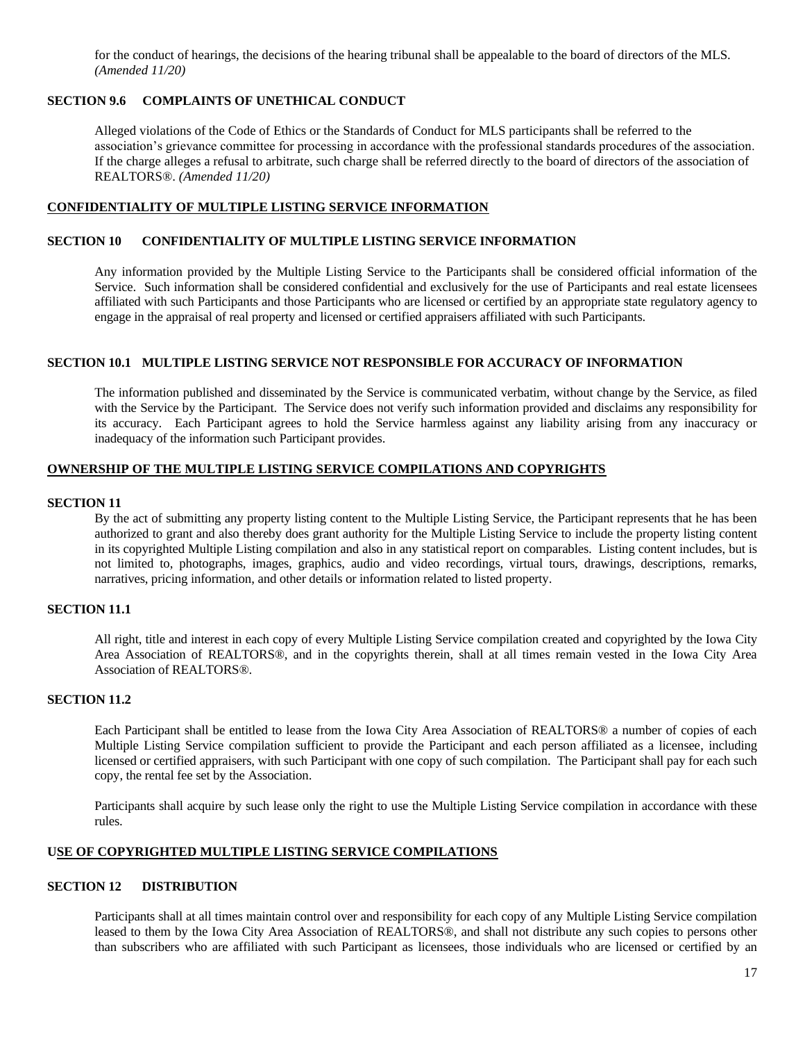for the conduct of hearings, the decisions of the hearing tribunal shall be appealable to the board of directors of the MLS. *(Amended 11/20)*

### SECTION 9.6 COMPLAINTS OF UNETHICAL CONDUCT

Alleged violations of the Code of Ethics or the Standards of Conduct for MLS participants shall be referred to the association's grievance committee for processing in accordance with the professional standards procedures of the association. If the charge alleges a refusal to arbitrate, such charge shall be referred directly to the board of directors of the association of REALTORS®. *(Amended 11/20)*

## CONFIDENTIALITY OF MULTIPLE LISTING SERVICE INFORMATION

### SECTION 10 CONFIDENTIALITY OF MULTIPLE LISTING SERVICE INFORMATION

Any information provided by the Multiple Listing Service to the Participants shall be considered official information of the Service. Such information shall be considered confidential and exclusively for the use of Participants and real estate licensees affiliated with such Participants and those Participants who are licensed or certified by an appropriate state regulatory agency to engage in the appraisal of real property and licensed or certified appraisers affiliated with such Participants.

### SECTION 10.1 MULTIPLE LISTING SERVICE NOT RESPONSIBLE FOR ACCURACY OF INFORMATION

The information published and disseminated by the Service is communicated verbatim, without change by the Service, as filed with the Service by the Participant. The Service does not verify such information provided and disclaims any responsibility for its accuracy. Each Participant agrees to hold the Service harmless against any liability arising from any inaccuracy or inadequacy of the information such Participant provides.

## OWNERSHIP OF THE MULTIPLE LISTING SERVICE COMPILATIONS AND COPYRIGHTS

### SECTION 11

By the act of submitting any property listing content to the Multiple Listing Service, the Participant represents that he has been authorized to grant and also thereby does grant authority for the Multiple Listing Service to include the property listing content in its copyrighted Multiple Listing compilation and also in any statistical report on comparables. Listing content includes, but is not limited to, photographs, images, graphics, audio and video recordings, virtual tours, drawings, descriptions, remarks, narratives, pricing information, and other details or information related to listed property.

### SECTION 11.1

All right, title and interest in each copy of every Multiple Listing Service compilation created and copyrighted by the Iowa City Area Association of REALTORS®, and in the copyrights therein, shall at all times remain vested in the Iowa City Area Association of REALTORS®.

### SECTION 11.2

Each Participant shall be entitled to lease from the Iowa City Area Association of REALTORS® a number of copies of each Multiple Listing Service compilation sufficient to provide the Participant and each person affiliated as a licensee, including licensed or certified appraisers, with such Participant with one copy of such compilation. The Participant shall pay for each such copy, the rental fee set by the Association.

Participants shall acquire by such lease only the right to use the Multiple Listing Service compilation in accordance with these rules.

## USE OF COPYRIGHTED MULTIPLE LISTING SERVICE COMPILATIONS

### SECTION 12 DISTRIBUTION

Participants shall at all times maintain control over and responsibility for each copy of any Multiple Listing Service compilation leased to them by the Iowa City Area Association of REALTORS®, and shall not distribute any such copies to persons other than subscribers who are affiliated with such Participant as licensees, those individuals who are licensed or certified by an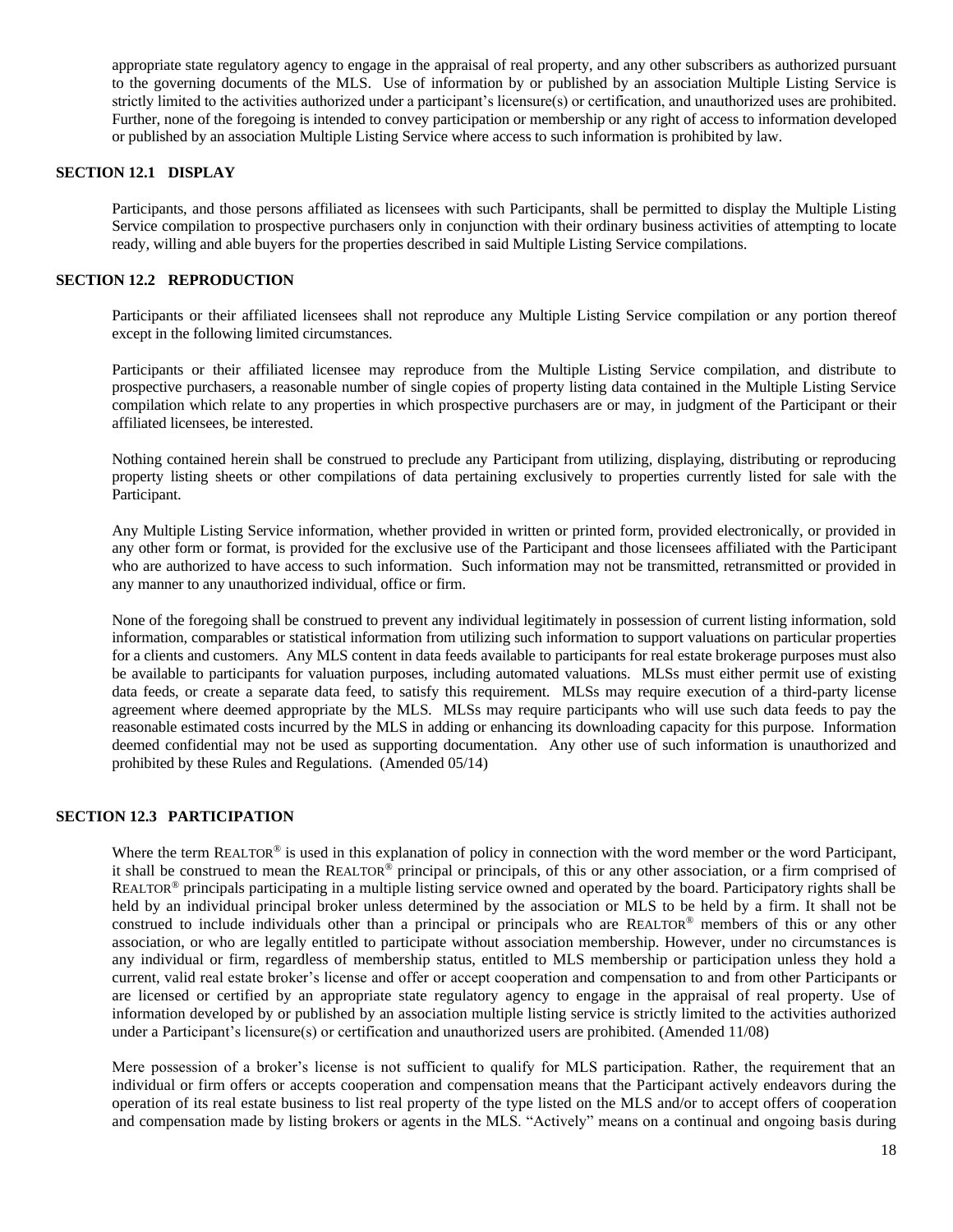appropriate state regulatory agency to engage in the appraisal of real property, and any other subscribers as authorized pursuant to the governing documents of the MLS. Use of information by or published by an association Multiple Listing Service is strictly limited to the activities authorized under a participant's licensure(s) or certification, and unauthorized uses are prohibited. Further, none of the foregoing is intended to convey participation or membership or any right of access to information developed or published by an association Multiple Listing Service where access to such information is prohibited by law.

### SECTION 12.1 DISPLAY

Participants, and those persons affiliated as licensees with such Participants, shall be permitted to display the Multiple Listing Service compilation to prospective purchasers only in conjunction with their ordinary business activities of attempting to locate ready, willing and able buyers for the properties described in said Multiple Listing Service compilations.

### SECTION 12.2 REPRODUCTION

Participants or their affiliated licensees shall not reproduce any Multiple Listing Service compilation or any portion thereof except in the following limited circumstances.

Participants or their affiliated licensee may reproduce from the Multiple Listing Service compilation, and distribute to prospective purchasers, a reasonable number of single copies of property listing data contained in the Multiple Listing Service compilation which relate to any properties in which prospective purchasers are or may, in judgment of the Participant or their affiliated licensees, be interested.

Nothing contained herein shall be construed to preclude any Participant from utilizing, displaying, distributing or reproducing property listing sheets or other compilations of data pertaining exclusively to properties currently listed for sale with the Participant.

Any Multiple Listing Service information, whether provided in written or printed form, provided electronically, or provided in any other form or format, is provided for the exclusive use of the Participant and those licensees affiliated with the Participant who are authorized to have access to such information. Such information may not be transmitted, retransmitted or provided in any manner to any unauthorized individual, office or firm.

None of the foregoing shall be construed to prevent any individual legitimately in possession of current listing information, sold information, comparables or statistical information from utilizing such information to support valuations on particular properties for a clients and customers. Any MLS content in data feeds available to participants for real estate brokerage purposes must also be available to participants for valuation purposes, including automated valuations. MLSs must either permit use of existing data feeds, or create a separate data feed, to satisfy this requirement. MLSs may require execution of a third-party license agreement where deemed appropriate by the MLS. MLSs may require participants who will use such data feeds to pay the reasonable estimated costs incurred by the MLS in adding or enhancing its downloading capacity for this purpose. Information deemed confidential may not be used as supporting documentation. Any other use of such information is unauthorized and prohibited by these Rules and Regulations. (Amended 05/14)

### SECTION 12.3 PARTICIPATION

Where the term REALTOR® is used in this explanation of policy in connection with the word member or the word Participant, it shall be construed to mean the REALTOR® principal or principals, of this or any other association, or a firm comprised of REALTOR® principals participating in a multiple listing service owned and operated by the board. Participatory rights shall be held by an individual principal broker unless determined by the association or MLS to be held by a firm. It shall not be construed to include individuals other than a principal or principals who are REALTOR® members of this or any other association, or who are legally entitled to participate without association membership. However, under no circumstances is any individual or firm, regardless of membership status, entitled to MLS membership or participation unless they hold a current, valid real estate broker's license and offer or accept cooperation and compensation to and from other Participants or are licensed or certified by an appropriate state regulatory agency to engage in the appraisal of real property. Use of information developed by or published by an association multiple listing service is strictly limited to the activities authorized under a Participant's licensure(s) or certification and unauthorized users are prohibited. (Amended 11/08)

Mere possession of a broker's license is not sufficient to qualify for MLS participation. Rather, the requirement that an individual or firm offers or accepts cooperation and compensation means that the Participant actively endeavors during the operation of its real estate business to list real property of the type listed on the MLS and/or to accept offers of cooperation and compensation made by listing brokers or agents in the MLS. "Actively" means on a continual and ongoing basis during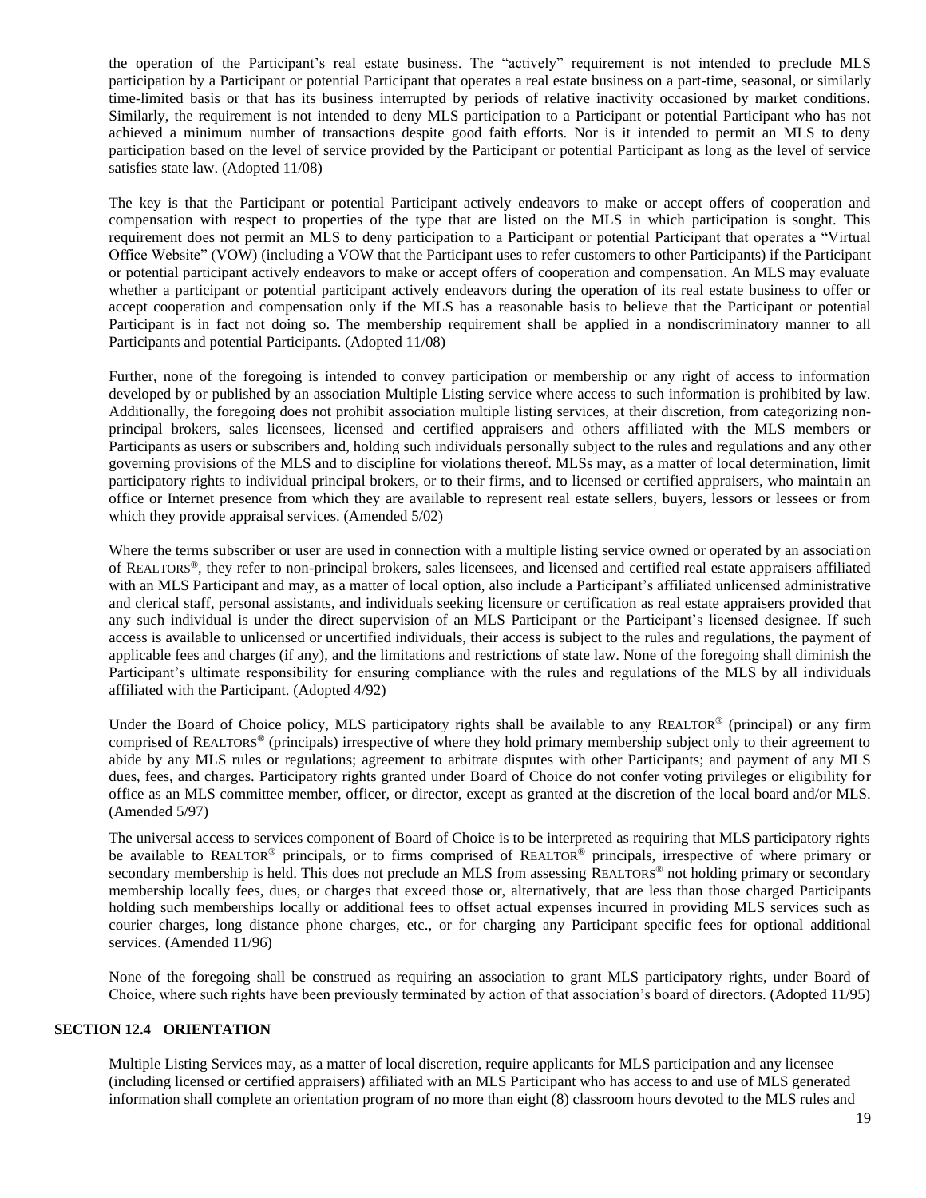the operation of the Participant's real estate business. The "actively" requirement is not intended to preclude MLS participation by a Participant or potential Participant that operates a real estate business on a part-time, seasonal, or similarly time-limited basis or that has its business interrupted by periods of relative inactivity occasioned by market conditions. Similarly, the requirement is not intended to deny MLS participation to a Participant or potential Participant who has not achieved a minimum number of transactions despite good faith efforts. Nor is it intended to permit an MLS to deny participation based on the level of service provided by the Participant or potential Participant as long as the level of service satisfies state law. (Adopted 11/08)

The key is that the Participant or potential Participant actively endeavors to make or accept offers of cooperation and compensation with respect to properties of the type that are listed on the MLS in which participation is sought. This requirement does not permit an MLS to deny participation to a Participant or potential Participant that operates a "Virtual Office Website" (VOW) (including a VOW that the Participant uses to refer customers to other Participants) if the Participant or potential participant actively endeavors to make or accept offers of cooperation and compensation. An MLS may evaluate whether a participant or potential participant actively endeavors during the operation of its real estate business to offer or accept cooperation and compensation only if the MLS has a reasonable basis to believe that the Participant or potential Participant is in fact not doing so. The membership requirement shall be applied in a nondiscriminatory manner to all Participants and potential Participants. (Adopted 11/08)

Further, none of the foregoing is intended to convey participation or membership or any right of access to information developed by or published by an association Multiple Listing service where access to such information is prohibited by law. Additionally, the foregoing does not prohibit association multiple listing services, at their discretion, from categorizing non-principal brokers, sales licensees, licensed and certified appraisers and others affiliated with the MLS members or Participants as users or subscribers and, holding such individuals personally subject to the rules and regulations and any other governing provisions of the MLS and to discipline for violations thereof. MLSs may, as a matter of local determination, limit participatory rights to individual principal brokers, or to their firms, and to licensed or certified appraisers, who maintain an office or Internet presence from which they are available to represent real estate sellers, buyers, lessors or lessees or from which they provide appraisal services. (Amended 5/02)

Where the terms subscriber or user are used in connection with a multiple listing service owned or operated by an association of REALTORS®, they refer to non-principal brokers, sales licensees, and licensed and certified real estate appraisers affiliated with an MLS Participant and may, as a matter of local option, also include a Participant's affiliated unlicensed administrative and clerical staff, personal assistants, and individuals seeking licensure or certification as real estate appraisers provided that any such individual is under the direct supervision of an MLS Participant or the Participant's licensed designee. If such access is available to unlicensed or uncertified individuals, their access is subject to the rules and regulations, the payment of applicable fees and charges (if any), and the limitations and restrictions of state law. None of the foregoing shall diminish the Participant's ultimate responsibility for ensuring compliance with the rules and regulations of the MLS by all individuals affiliated with the Participant. (Adopted 4/92)

Under the Board of Choice policy, MLS participatory rights shall be available to any REALTOR® (principal) or any firm comprised of REALTORS® (principals) irrespective of where they hold primary membership subject only to their agreement to abide by any MLS rules or regulations; agreement to arbitrate disputes with other Participants; and payment of any MLS dues, fees, and charges. Participatory rights granted under Board of Choice do not confer voting privileges or eligibility for office as an MLS committee member, officer, or director, except as granted at the discretion of the local board and/or MLS. (Amended 5/97)

The universal access to services component of Board of Choice is to be interpreted as requiring that MLS participatory rights be available to REALTOR® principals, or to firms comprised of REALTOR® principals, irrespective of where primary or secondary membership is held. This does not preclude an MLS from assessing REALTORS® not holding primary or secondary membership locally fees, dues, or charges that exceed those or, alternatively, that are less than those charged Participants holding such memberships locally or additional fees to offset actual expenses incurred in providing MLS services such as courier charges, long distance phone charges, etc., or for charging any Participant specific fees for optional additional services. (Amended 11/96)

None of the foregoing shall be construed as requiring an association to grant MLS participatory rights, under Board of Choice, where such rights have been previously terminated by action of that association's board of directors. (Adopted 11/95)

**SECTION 12.4 ORIENTATION**

Multiple Listing Services may, as a matter of local discretion, require applicants for MLS participation and any licensee (including licensed or certified appraisers) affiliated with an MLS Participant who has access to and use of MLS generated information shall complete an orientation program of no more than eight (8) classroom hours devoted to the MLS rules and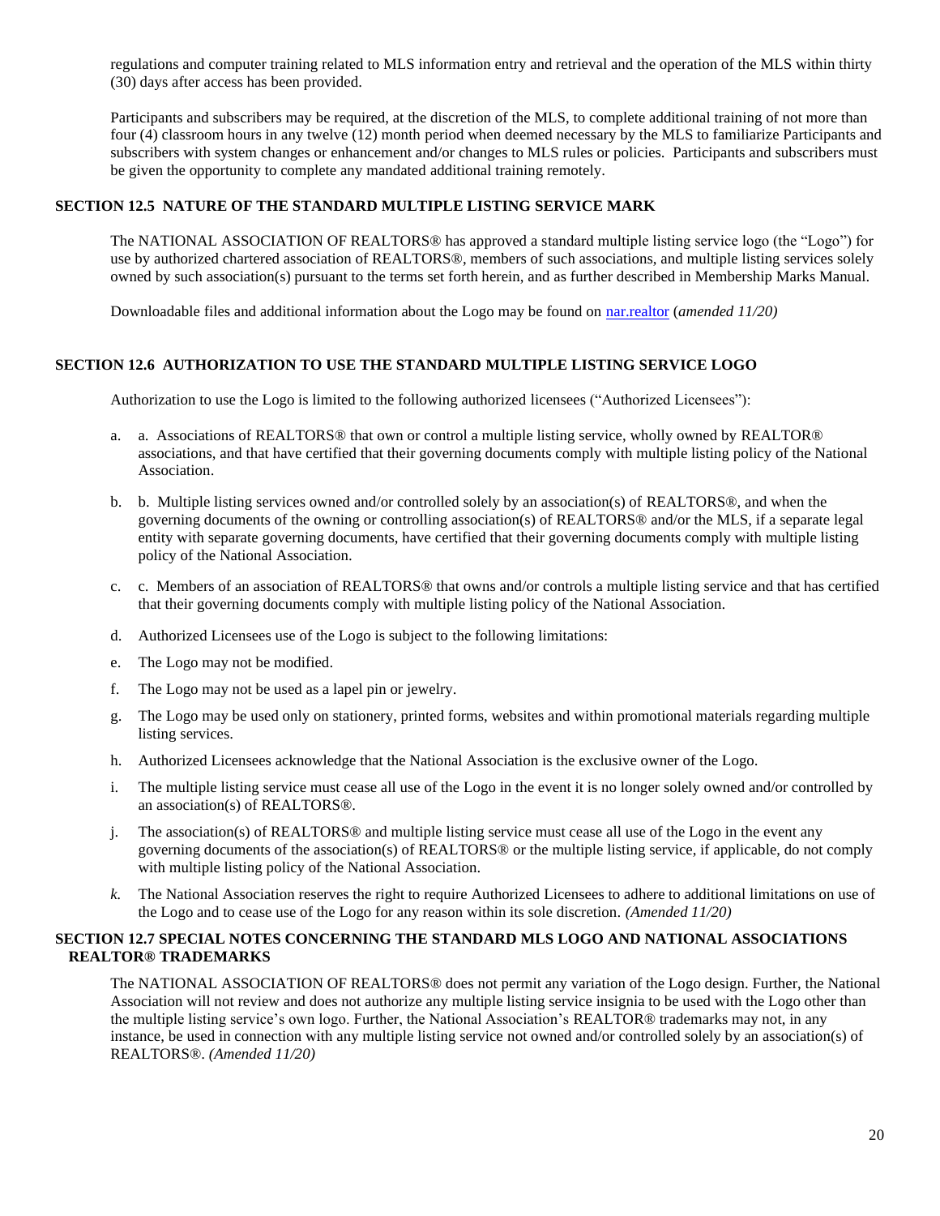regulations and computer training related to MLS information entry and retrieval and the operation of the MLS within thirty (30) days after access has been provided.

Participants and subscribers may be required, at the discretion of the MLS, to complete additional training of not more than four (4) classroom hours in any twelve (12) month period when deemed necessary by the MLS to familiarize Participants and subscribers with system changes or enhancement and/or changes to MLS rules or policies. Participants and subscribers must be given the opportunity to complete any mandated additional training remotely.

### SECTION 12.5 NATURE OF THE STANDARD MULTIPLE LISTING SERVICE MARK

The NATIONAL ASSOCIATION OF REALTORS® has approved a standard multiple listing service logo (the "Logo") for use by authorized chartered association of REALTORS®, members of such associations, and multiple listing services solely owned by such association(s) pursuant to the terms set forth herein, and as further described in Membership Marks Manual.

Downloadable files and additional information about the Logo may be found on nar.realtor (*amended 11/20)*

### SECTION 12.6 AUTHORIZATION TO USE THE STANDARD MULTIPLE LISTING SERVICE LOGO

Authorization to use the Logo is limited to the following authorized licensees ("Authorized Licensees"):

a. a. Associations of REALTORS® that own or control a multiple listing service, wholly owned by REALTOR® associations, and that have certified that their governing documents comply with multiple listing policy of the National Association.

b. b. Multiple listing services owned and/or controlled solely by an association(s) of REALTORS®, and when the governing documents of the owning or controlling association(s) of REALTORS® and/or the MLS, if a separate legal entity with separate governing documents, have certified that their governing documents comply with multiple listing policy of the National Association.

c. c. Members of an association of REALTORS® that owns and/or controls a multiple listing service and that has certified that their governing documents comply with multiple listing policy of the National Association.

d. Authorized Licensees use of the Logo is subject to the following limitations:

e. The Logo may not be modified.

f. The Logo may not be used as a lapel pin or jewelry.

g. The Logo may be used only on stationery, printed forms, websites and within promotional materials regarding multiple listing services.

h. Authorized Licensees acknowledge that the National Association is the exclusive owner of the Logo.

i. The multiple listing service must cease all use of the Logo in the event it is no longer solely owned and/or controlled by an association(s) of REALTORS®.

j. The association(s) of REALTORS® and multiple listing service must cease all use of the Logo in the event any governing documents of the association(s) of REALTORS® or the multiple listing service, if applicable, do not comply with multiple listing policy of the National Association.

*k.* The National Association reserves the right to require Authorized Licensees to adhere to additional limitations on use of the Logo and to cease use of the Logo for any reason within its sole discretion. *(Amended 11/20)*

### SECTION 12.7 SPECIAL NOTES CONCERNING THE STANDARD MLS LOGO AND NATIONAL ASSOCIATIONS REALTOR® TRADEMARKS

The NATIONAL ASSOCIATION OF REALTORS® does not permit any variation of the Logo design. Further, the National Association will not review and does not authorize any multiple listing service insignia to be used with the Logo other than the multiple listing service's own logo. Further, the National Association's REALTOR® trademarks may not, in any instance, be used in connection with any multiple listing service not owned and/or controlled solely by an association(s) of REALTORS®. *(Amended 11/20)*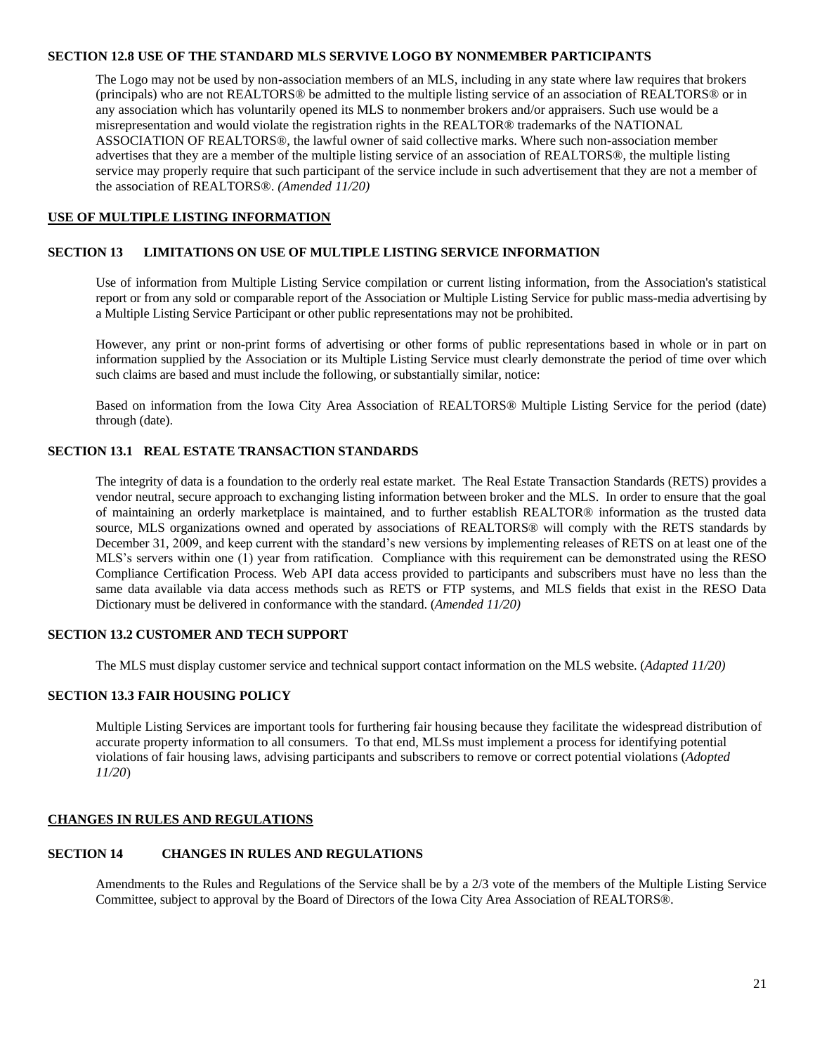**SECTION 12.8 USE OF THE STANDARD MLS SERVIVE LOGO BY NONMEMBER PARTICIPANTS**

The Logo may not be used by non-association members of an MLS, including in any state where law requires that brokers (principals) who are not REALTORS® be admitted to the multiple listing service of an association of REALTORS® or in any association which has voluntarily opened its MLS to nonmember brokers and/or appraisers. Such use would be a misrepresentation and would violate the registration rights in the REALTOR® trademarks of the NATIONAL ASSOCIATION OF REALTORS®, the lawful owner of said collective marks. Where such non-association member advertises that they are a member of the multiple listing service of an association of REALTORS®, the multiple listing service may properly require that such participant of the service include in such advertisement that they are not a member of the association of REALTORS®. *(Amended 11/20)*

**USE OF MULTIPLE LISTING INFORMATION**

**SECTION 13 LIMITATIONS ON USE OF MULTIPLE LISTING SERVICE INFORMATION**

Use of information from Multiple Listing Service compilation or current listing information, from the Association's statistical report or from any sold or comparable report of the Association or Multiple Listing Service for public mass-media advertising by a Multiple Listing Service Participant or other public representations may not be prohibited.

However, any print or non-print forms of advertising or other forms of public representations based in whole or in part on information supplied by the Association or its Multiple Listing Service must clearly demonstrate the period of time over which such claims are based and must include the following, or substantially similar, notice:

Based on information from the Iowa City Area Association of REALTORS® Multiple Listing Service for the period (date) through (date).

**SECTION 13.1 REAL ESTATE TRANSACTION STANDARDS**

The integrity of data is a foundation to the orderly real estate market. The Real Estate Transaction Standards (RETS) provides a vendor neutral, secure approach to exchanging listing information between broker and the MLS. In order to ensure that the goal of maintaining an orderly marketplace is maintained, and to further establish REALTOR® information as the trusted data source, MLS organizations owned and operated by associations of REALTORS® will comply with the RETS standards by December 31, 2009, and keep current with the standard's new versions by implementing releases of RETS on at least one of the MLS's servers within one (1) year from ratification. Compliance with this requirement can be demonstrated using the RESO Compliance Certification Process. Web API data access provided to participants and subscribers must have no less than the same data available via data access methods such as RETS or FTP systems, and MLS fields that exist in the RESO Data Dictionary must be delivered in conformance with the standard. (*Amended 11/20)*

**SECTION 13.2 CUSTOMER AND TECH SUPPORT**

The MLS must display customer service and technical support contact information on the MLS website. (*Adapted 11/20)*

**SECTION 13.3 FAIR HOUSING POLICY**

Multiple Listing Services are important tools for furthering fair housing because they facilitate the widespread distribution of accurate property information to all consumers. To that end, MLSs must implement a process for identifying potential violations of fair housing laws, advising participants and subscribers to remove or correct potential violations (*Adopted 11/20*)

**CHANGES IN RULES AND REGULATIONS**

**SECTION 14 CHANGES IN RULES AND REGULATIONS**

Amendments to the Rules and Regulations of the Service shall be by a 2/3 vote of the members of the Multiple Listing Service Committee, subject to approval by the Board of Directors of the Iowa City Area Association of REALTORS®.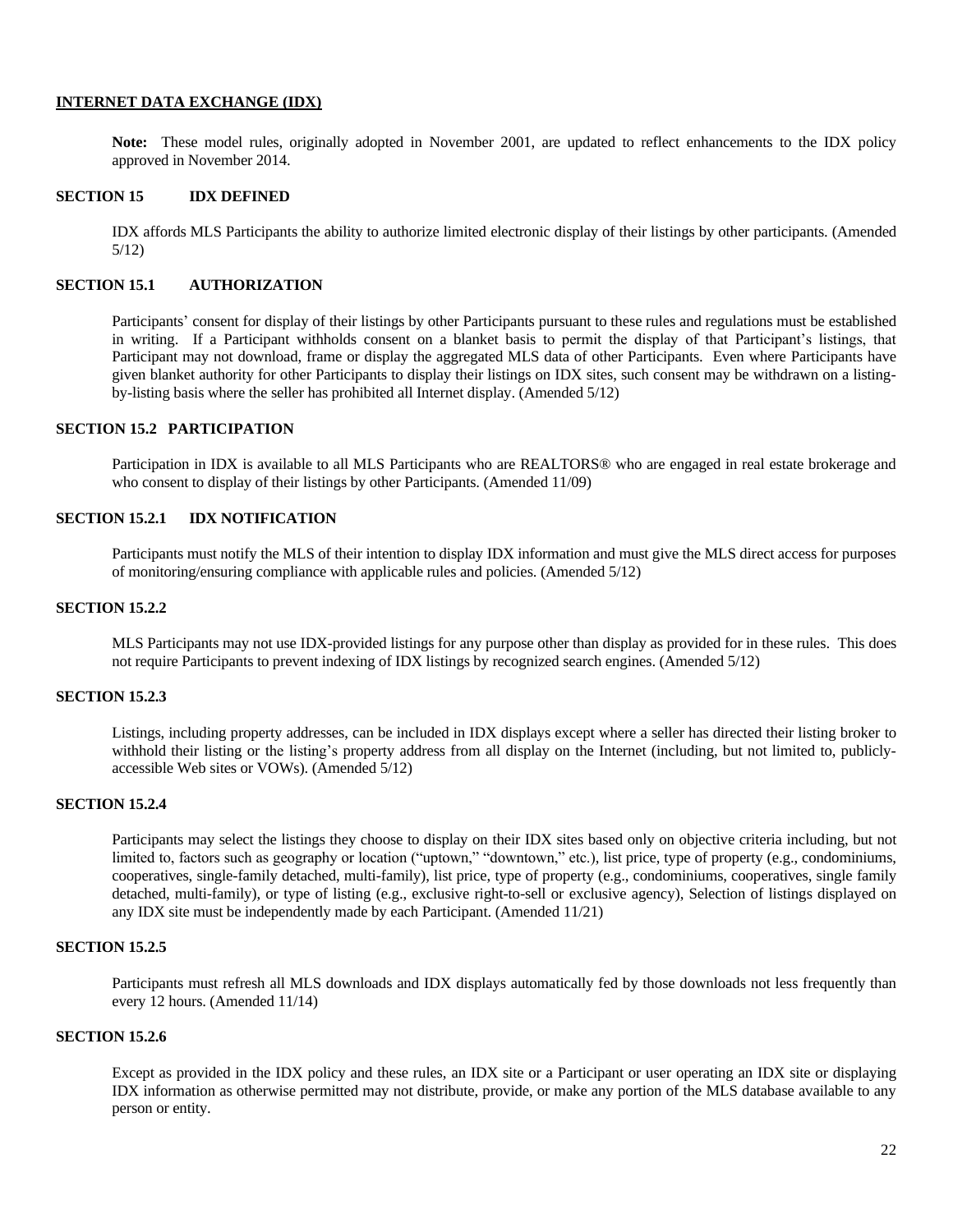## INTERNET DATA EXCHANGE (IDX)

**Note:** These model rules, originally adopted in November 2001, are updated to reflect enhancements to the IDX policy approved in November 2014.

### SECTION 15 IDX DEFINED

IDX affords MLS Participants the ability to authorize limited electronic display of their listings by other participants. (Amended 5/12)

### SECTION 15.1 AUTHORIZATION

Participants' consent for display of their listings by other Participants pursuant to these rules and regulations must be established in writing. If a Participant withholds consent on a blanket basis to permit the display of that Participant's listings, that Participant may not download, frame or display the aggregated MLS data of other Participants. Even where Participants have given blanket authority for other Participants to display their listings on IDX sites, such consent may be withdrawn on a listing-by-listing basis where the seller has prohibited all Internet display. (Amended 5/12)

### SECTION 15.2 PARTICIPATION

Participation in IDX is available to all MLS Participants who are REALTORS® who are engaged in real estate brokerage and who consent to display of their listings by other Participants. (Amended 11/09)

### SECTION 15.2.1 IDX NOTIFICATION

Participants must notify the MLS of their intention to display IDX information and must give the MLS direct access for purposes of monitoring/ensuring compliance with applicable rules and policies. (Amended 5/12)

### SECTION 15.2.2

MLS Participants may not use IDX-provided listings for any purpose other than display as provided for in these rules. This does not require Participants to prevent indexing of IDX listings by recognized search engines. (Amended 5/12)

### SECTION 15.2.3

Listings, including property addresses, can be included in IDX displays except where a seller has directed their listing broker to withhold their listing or the listing's property address from all display on the Internet (including, but not limited to, publicly-accessible Web sites or VOWs). (Amended 5/12)

### SECTION 15.2.4

Participants may select the listings they choose to display on their IDX sites based only on objective criteria including, but not limited to, factors such as geography or location ("uptown," "downtown," etc.), list price, type of property (e.g., condominiums, cooperatives, single-family detached, multi-family), list price, type of property (e.g., condominiums, cooperatives, single family detached, multi-family), or type of listing (e.g., exclusive right-to-sell or exclusive agency), Selection of listings displayed on any IDX site must be independently made by each Participant. (Amended 11/21)

### SECTION 15.2.5

Participants must refresh all MLS downloads and IDX displays automatically fed by those downloads not less frequently than every 12 hours. (Amended 11/14)

### SECTION 15.2.6

Except as provided in the IDX policy and these rules, an IDX site or a Participant or user operating an IDX site or displaying IDX information as otherwise permitted may not distribute, provide, or make any portion of the MLS database available to any person or entity.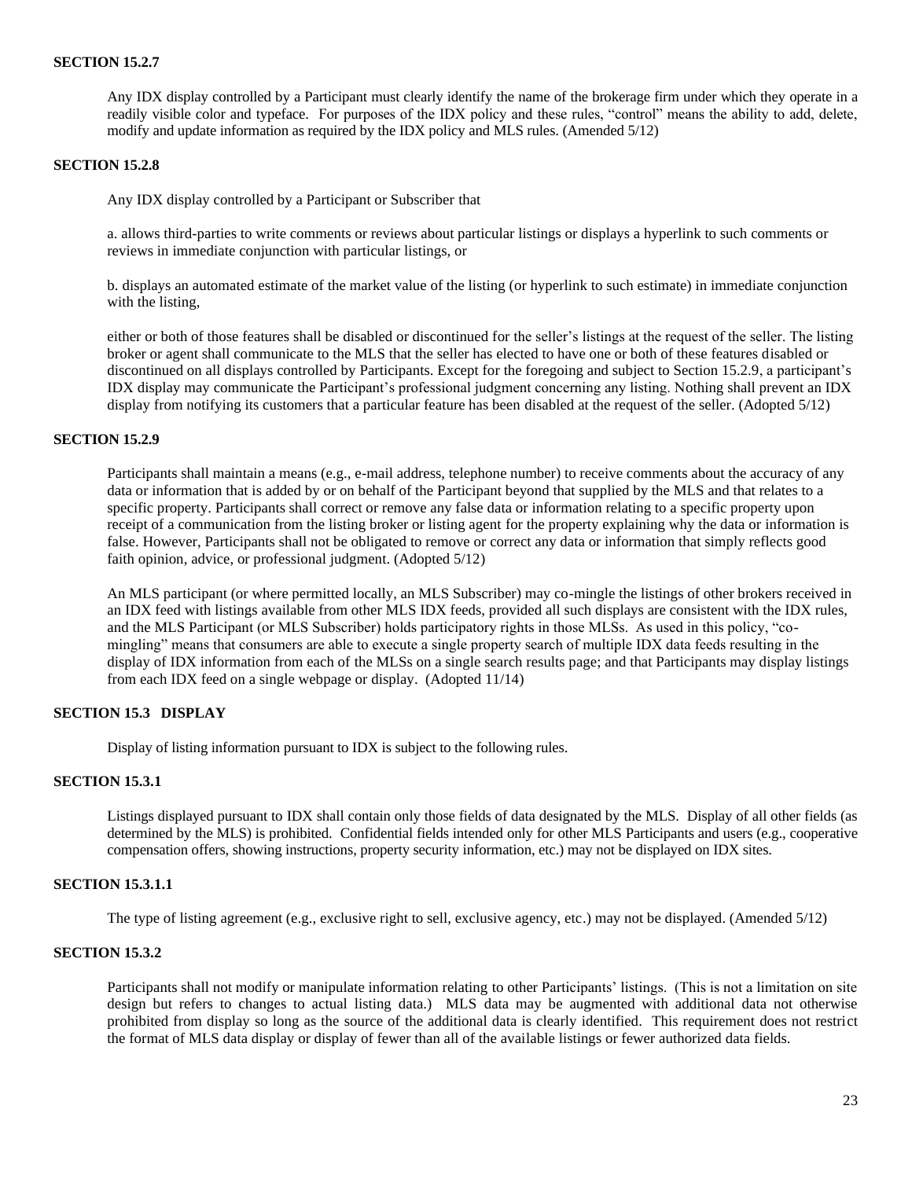### SECTION 15.2.7

Any IDX display controlled by a Participant must clearly identify the name of the brokerage firm under which they operate in a readily visible color and typeface. For purposes of the IDX policy and these rules, "control" means the ability to add, delete, modify and update information as required by the IDX policy and MLS rules. (Amended 5/12)

### SECTION 15.2.8

Any IDX display controlled by a Participant or Subscriber that

a. allows third-parties to write comments or reviews about particular listings or displays a hyperlink to such comments or reviews in immediate conjunction with particular listings, or

b. displays an automated estimate of the market value of the listing (or hyperlink to such estimate) in immediate conjunction with the listing,

either or both of those features shall be disabled or discontinued for the seller's listings at the request of the seller. The listing broker or agent shall communicate to the MLS that the seller has elected to have one or both of these features disabled or discontinued on all displays controlled by Participants. Except for the foregoing and subject to Section 15.2.9, a participant's IDX display may communicate the Participant's professional judgment concerning any listing. Nothing shall prevent an IDX display from notifying its customers that a particular feature has been disabled at the request of the seller. (Adopted 5/12)

### SECTION 15.2.9

Participants shall maintain a means (e.g., e-mail address, telephone number) to receive comments about the accuracy of any data or information that is added by or on behalf of the Participant beyond that supplied by the MLS and that relates to a specific property. Participants shall correct or remove any false data or information relating to a specific property upon receipt of a communication from the listing broker or listing agent for the property explaining why the data or information is false. However, Participants shall not be obligated to remove or correct any data or information that simply reflects good faith opinion, advice, or professional judgment. (Adopted 5/12)

An MLS participant (or where permitted locally, an MLS Subscriber) may co-mingle the listings of other brokers received in an IDX feed with listings available from other MLS IDX feeds, provided all such displays are consistent with the IDX rules, and the MLS Participant (or MLS Subscriber) holds participatory rights in those MLSs. As used in this policy, "co-mingling" means that consumers are able to execute a single property search of multiple IDX data feeds resulting in the display of IDX information from each of the MLSs on a single search results page; and that Participants may display listings from each IDX feed on a single webpage or display. (Adopted 11/14)

### SECTION 15.3 DISPLAY

Display of listing information pursuant to IDX is subject to the following rules.

### SECTION 15.3.1

Listings displayed pursuant to IDX shall contain only those fields of data designated by the MLS. Display of all other fields (as determined by the MLS) is prohibited. Confidential fields intended only for other MLS Participants and users (e.g., cooperative compensation offers, showing instructions, property security information, etc.) may not be displayed on IDX sites.

### SECTION 15.3.1.1

The type of listing agreement (e.g., exclusive right to sell, exclusive agency, etc.) may not be displayed. (Amended 5/12)

### SECTION 15.3.2

Participants shall not modify or manipulate information relating to other Participants' listings. (This is not a limitation on site design but refers to changes to actual listing data.) MLS data may be augmented with additional data not otherwise prohibited from display so long as the source of the additional data is clearly identified. This requirement does not restrict the format of MLS data display or display of fewer than all of the available listings or fewer authorized data fields.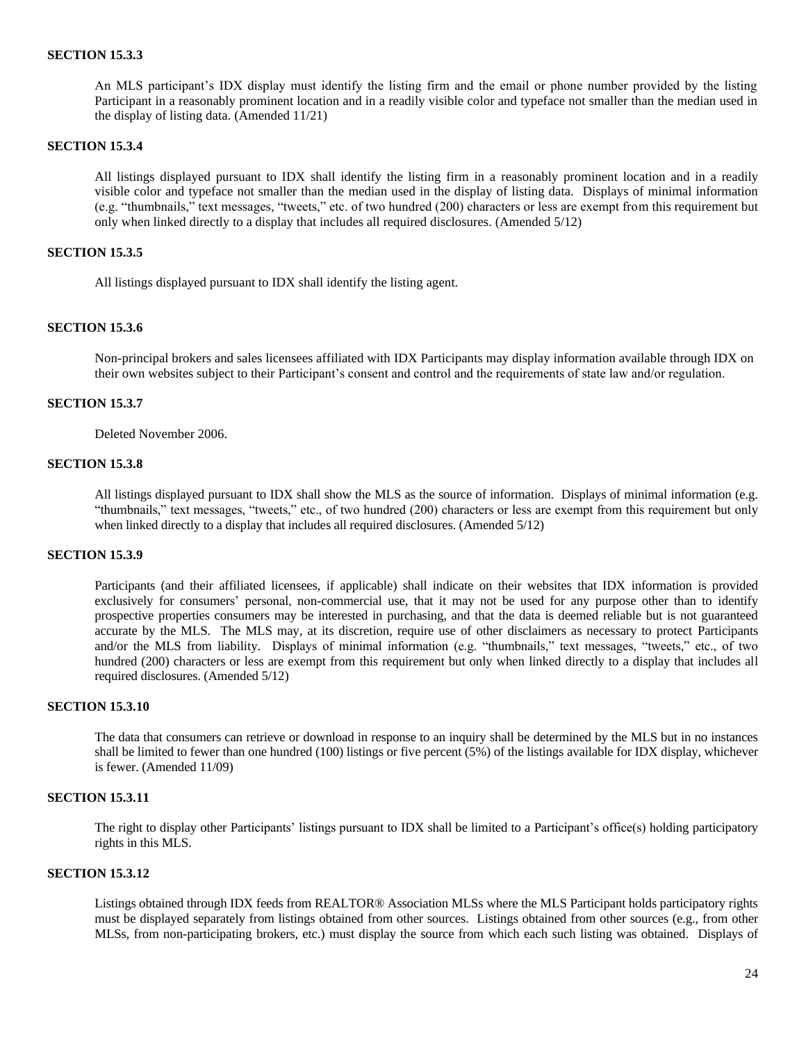**SECTION 15.3.3**

An MLS participant's IDX display must identify the listing firm and the email or phone number provided by the listing Participant in a reasonably prominent location and in a readily visible color and typeface not smaller than the median used in the display of listing data. (Amended 11/21)

**SECTION 15.3.4**

All listings displayed pursuant to IDX shall identify the listing firm in a reasonably prominent location and in a readily visible color and typeface not smaller than the median used in the display of listing data. Displays of minimal information (e.g. "thumbnails," text messages, "tweets," etc. of two hundred (200) characters or less are exempt from this requirement but only when linked directly to a display that includes all required disclosures. (Amended 5/12)

**SECTION 15.3.5**

All listings displayed pursuant to IDX shall identify the listing agent.

**SECTION 15.3.6**

Non-principal brokers and sales licensees affiliated with IDX Participants may display information available through IDX on their own websites subject to their Participant's consent and control and the requirements of state law and/or regulation.

**SECTION 15.3.7**

Deleted November 2006.

**SECTION 15.3.8**

All listings displayed pursuant to IDX shall show the MLS as the source of information. Displays of minimal information (e.g. "thumbnails," text messages, "tweets," etc., of two hundred (200) characters or less are exempt from this requirement but only when linked directly to a display that includes all required disclosures. (Amended 5/12)

**SECTION 15.3.9**

Participants (and their affiliated licensees, if applicable) shall indicate on their websites that IDX information is provided exclusively for consumers' personal, non-commercial use, that it may not be used for any purpose other than to identify prospective properties consumers may be interested in purchasing, and that the data is deemed reliable but is not guaranteed accurate by the MLS. The MLS may, at its discretion, require use of other disclaimers as necessary to protect Participants and/or the MLS from liability. Displays of minimal information (e.g. "thumbnails," text messages, "tweets," etc., of two hundred (200) characters or less are exempt from this requirement but only when linked directly to a display that includes all required disclosures. (Amended 5/12)

**SECTION 15.3.10**

The data that consumers can retrieve or download in response to an inquiry shall be determined by the MLS but in no instances shall be limited to fewer than one hundred (100) listings or five percent (5%) of the listings available for IDX display, whichever is fewer. (Amended 11/09)

**SECTION 15.3.11**

The right to display other Participants' listings pursuant to IDX shall be limited to a Participant's office(s) holding participatory rights in this MLS.

**SECTION 15.3.12**

Listings obtained through IDX feeds from REALTOR® Association MLSs where the MLS Participant holds participatory rights must be displayed separately from listings obtained from other sources. Listings obtained from other sources (e.g., from other MLSs, from non-participating brokers, etc.) must display the source from which each such listing was obtained. Displays of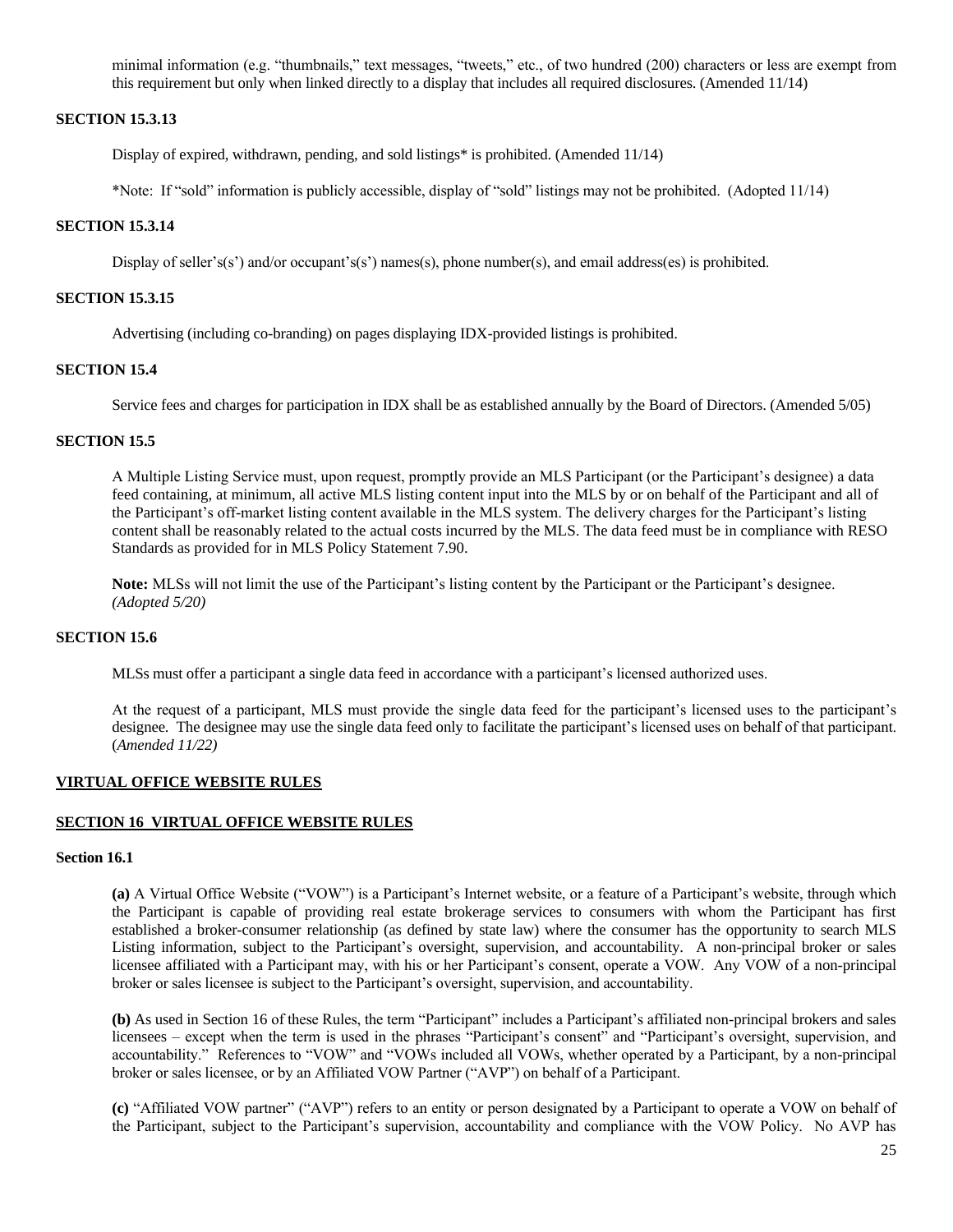minimal information (e.g. "thumbnails," text messages, "tweets," etc., of two hundred (200) characters or less are exempt from this requirement but only when linked directly to a display that includes all required disclosures. (Amended 11/14)

**SECTION 15.3.13**

Display of expired, withdrawn, pending, and sold listings* is prohibited. (Amended 11/14)

*Note: If "sold" information is publicly accessible, display of "sold" listings may not be prohibited. (Adopted 11/14)

**SECTION 15.3.14**

Display of seller's(s') and/or occupant's(s') names(s), phone number(s), and email address(es) is prohibited.

**SECTION 15.3.15**

Advertising (including co-branding) on pages displaying IDX-provided listings is prohibited.

**SECTION 15.4**

Service fees and charges for participation in IDX shall be as established annually by the Board of Directors. (Amended 5/05)

**SECTION 15.5**

A Multiple Listing Service must, upon request, promptly provide an MLS Participant (or the Participant's designee) a data feed containing, at minimum, all active MLS listing content input into the MLS by or on behalf of the Participant and all of the Participant's off-market listing content available in the MLS system. The delivery charges for the Participant's listing content shall be reasonably related to the actual costs incurred by the MLS. The data feed must be in compliance with RESO Standards as provided for in MLS Policy Statement 7.90.

**Note:** MLSs will not limit the use of the Participant's listing content by the Participant or the Participant's designee. *(Adopted 5/20)*

**SECTION 15.6**

MLSs must offer a participant a single data feed in accordance with a participant's licensed authorized uses.

At the request of a participant, MLS must provide the single data feed for the participant's licensed uses to the participant's designee. The designee may use the single data feed only to facilitate the participant's licensed uses on behalf of that participant. (*Amended 11/22)*

**VIRTUAL OFFICE WEBSITE RULES**

**SECTION 16 VIRTUAL OFFICE WEBSITE RULES**

**Section 16.1**

**(a)** A Virtual Office Website ("VOW") is a Participant's Internet website, or a feature of a Participant's website, through which the Participant is capable of providing real estate brokerage services to consumers with whom the Participant has first established a broker-consumer relationship (as defined by state law) where the consumer has the opportunity to search MLS Listing information, subject to the Participant's oversight, supervision, and accountability. A non-principal broker or sales licensee affiliated with a Participant may, with his or her Participant's consent, operate a VOW. Any VOW of a non-principal broker or sales licensee is subject to the Participant's oversight, supervision, and accountability.

**(b)** As used in Section 16 of these Rules, the term "Participant" includes a Participant's affiliated non-principal brokers and sales licensees – except when the term is used in the phrases "Participant's consent" and "Participant's oversight, supervision, and accountability." References to "VOW" and "VOWs included all VOWs, whether operated by a Participant, by a non-principal broker or sales licensee, or by an Affiliated VOW Partner ("AVP") on behalf of a Participant.

**(c)** "Affiliated VOW partner" ("AVP") refers to an entity or person designated by a Participant to operate a VOW on behalf of the Participant, subject to the Participant's supervision, accountability and compliance with the VOW Policy. No AVP has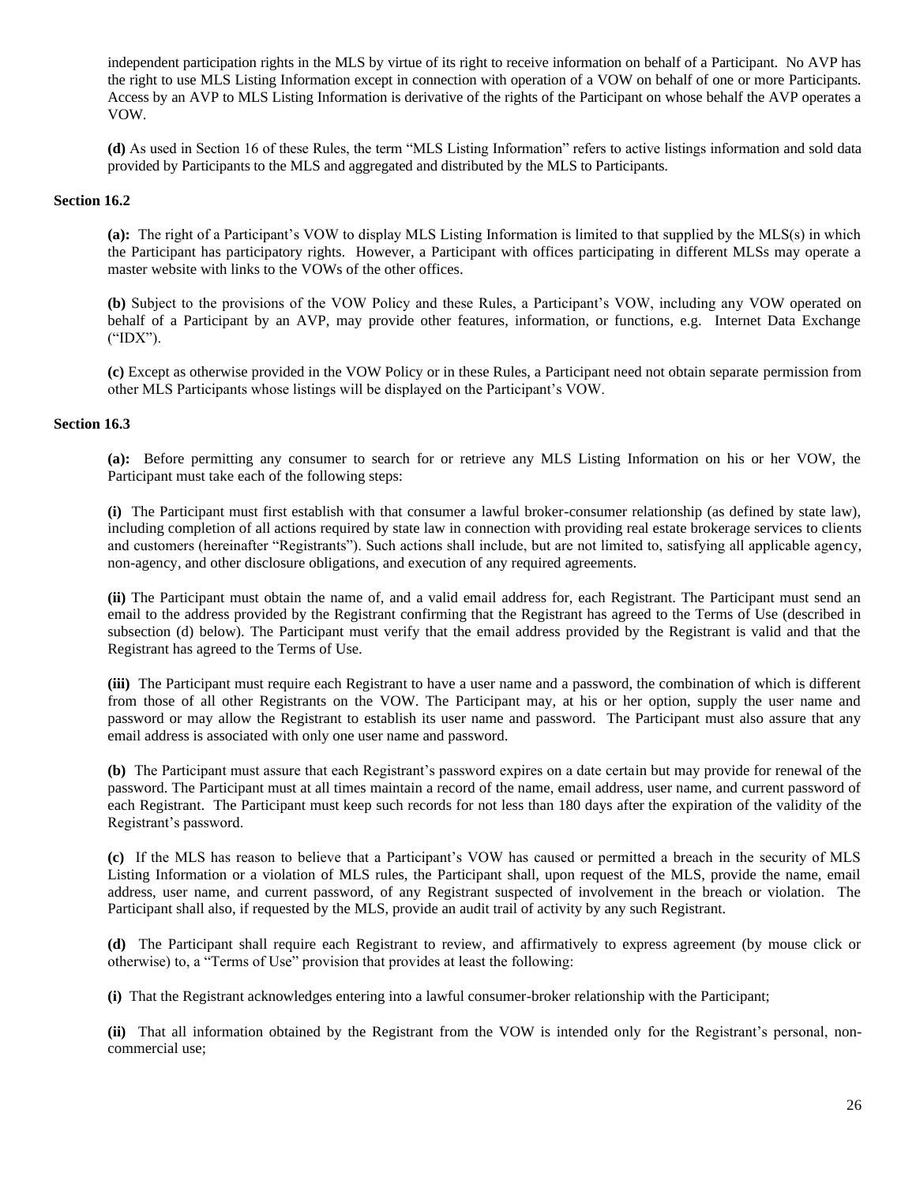independent participation rights in the MLS by virtue of its right to receive information on behalf of a Participant. No AVP has the right to use MLS Listing Information except in connection with operation of a VOW on behalf of one or more Participants. Access by an AVP to MLS Listing Information is derivative of the rights of the Participant on whose behalf the AVP operates a VOW.

**(d)** As used in Section 16 of these Rules, the term "MLS Listing Information" refers to active listings information and sold data provided by Participants to the MLS and aggregated and distributed by the MLS to Participants.

**Section 16.2**

**(a):** The right of a Participant's VOW to display MLS Listing Information is limited to that supplied by the MLS(s) in which the Participant has participatory rights. However, a Participant with offices participating in different MLSs may operate a master website with links to the VOWs of the other offices.

**(b)** Subject to the provisions of the VOW Policy and these Rules, a Participant's VOW, including any VOW operated on behalf of a Participant by an AVP, may provide other features, information, or functions, e.g. Internet Data Exchange ("IDX").

**(c)** Except as otherwise provided in the VOW Policy or in these Rules, a Participant need not obtain separate permission from other MLS Participants whose listings will be displayed on the Participant's VOW.

**Section 16.3**

**(a):** Before permitting any consumer to search for or retrieve any MLS Listing Information on his or her VOW, the Participant must take each of the following steps:

**(i)** The Participant must first establish with that consumer a lawful broker-consumer relationship (as defined by state law), including completion of all actions required by state law in connection with providing real estate brokerage services to clients and customers (hereinafter "Registrants"). Such actions shall include, but are not limited to, satisfying all applicable agency, non-agency, and other disclosure obligations, and execution of any required agreements.

**(ii)** The Participant must obtain the name of, and a valid email address for, each Registrant. The Participant must send an email to the address provided by the Registrant confirming that the Registrant has agreed to the Terms of Use (described in subsection (d) below). The Participant must verify that the email address provided by the Registrant is valid and that the Registrant has agreed to the Terms of Use.

**(iii)** The Participant must require each Registrant to have a user name and a password, the combination of which is different from those of all other Registrants on the VOW. The Participant may, at his or her option, supply the user name and password or may allow the Registrant to establish its user name and password. The Participant must also assure that any email address is associated with only one user name and password.

**(b)** The Participant must assure that each Registrant's password expires on a date certain but may provide for renewal of the password. The Participant must at all times maintain a record of the name, email address, user name, and current password of each Registrant. The Participant must keep such records for not less than 180 days after the expiration of the validity of the Registrant's password.

**(c)** If the MLS has reason to believe that a Participant's VOW has caused or permitted a breach in the security of MLS Listing Information or a violation of MLS rules, the Participant shall, upon request of the MLS, provide the name, email address, user name, and current password, of any Registrant suspected of involvement in the breach or violation. The Participant shall also, if requested by the MLS, provide an audit trail of activity by any such Registrant.

**(d)** The Participant shall require each Registrant to review, and affirmatively to express agreement (by mouse click or otherwise) to, a "Terms of Use" provision that provides at least the following:

**(i)** That the Registrant acknowledges entering into a lawful consumer-broker relationship with the Participant;

**(ii)** That all information obtained by the Registrant from the VOW is intended only for the Registrant's personal, non-commercial use;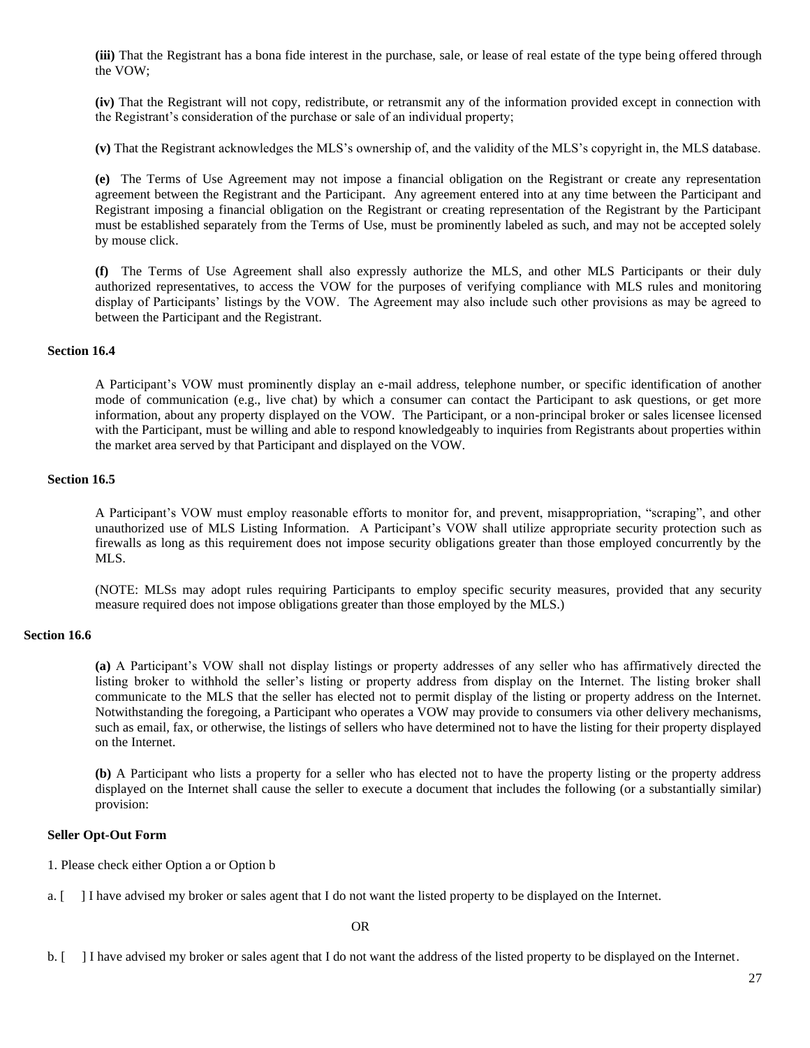**(iii)** That the Registrant has a bona fide interest in the purchase, sale, or lease of real estate of the type being offered through the VOW;

**(iv)** That the Registrant will not copy, redistribute, or retransmit any of the information provided except in connection with the Registrant's consideration of the purchase or sale of an individual property;

**(v)** That the Registrant acknowledges the MLS's ownership of, and the validity of the MLS's copyright in, the MLS database.

**(e)** The Terms of Use Agreement may not impose a financial obligation on the Registrant or create any representation agreement between the Registrant and the Participant. Any agreement entered into at any time between the Participant and Registrant imposing a financial obligation on the Registrant or creating representation of the Registrant by the Participant must be established separately from the Terms of Use, must be prominently labeled as such, and may not be accepted solely by mouse click.

**(f)** The Terms of Use Agreement shall also expressly authorize the MLS, and other MLS Participants or their duly authorized representatives, to access the VOW for the purposes of verifying compliance with MLS rules and monitoring display of Participants' listings by the VOW. The Agreement may also include such other provisions as may be agreed to between the Participant and the Registrant.

**Section 16.4**

A Participant's VOW must prominently display an e-mail address, telephone number, or specific identification of another mode of communication (e.g., live chat) by which a consumer can contact the Participant to ask questions, or get more information, about any property displayed on the VOW. The Participant, or a non-principal broker or sales licensee licensed with the Participant, must be willing and able to respond knowledgeably to inquiries from Registrants about properties within the market area served by that Participant and displayed on the VOW.

**Section 16.5**

A Participant's VOW must employ reasonable efforts to monitor for, and prevent, misappropriation, "scraping", and other unauthorized use of MLS Listing Information. A Participant's VOW shall utilize appropriate security protection such as firewalls as long as this requirement does not impose security obligations greater than those employed concurrently by the MLS.

(NOTE: MLSs may adopt rules requiring Participants to employ specific security measures, provided that any security measure required does not impose obligations greater than those employed by the MLS.)

**Section 16.6**

**(a)** A Participant's VOW shall not display listings or property addresses of any seller who has affirmatively directed the listing broker to withhold the seller's listing or property address from display on the Internet. The listing broker shall communicate to the MLS that the seller has elected not to permit display of the listing or property address on the Internet. Notwithstanding the foregoing, a Participant who operates a VOW may provide to consumers via other delivery mechanisms, such as email, fax, or otherwise, the listings of sellers who have determined not to have the listing for their property displayed on the Internet.

**(b)** A Participant who lists a property for a seller who has elected not to have the property listing or the property address displayed on the Internet shall cause the seller to execute a document that includes the following (or a substantially similar) provision:

**Seller Opt-Out Form**

1. Please check either Option a or Option b

a. [ ] I have advised my broker or sales agent that I do not want the listed property to be displayed on the Internet.

OR

b. [ ] I have advised my broker or sales agent that I do not want the address of the listed property to be displayed on the Internet.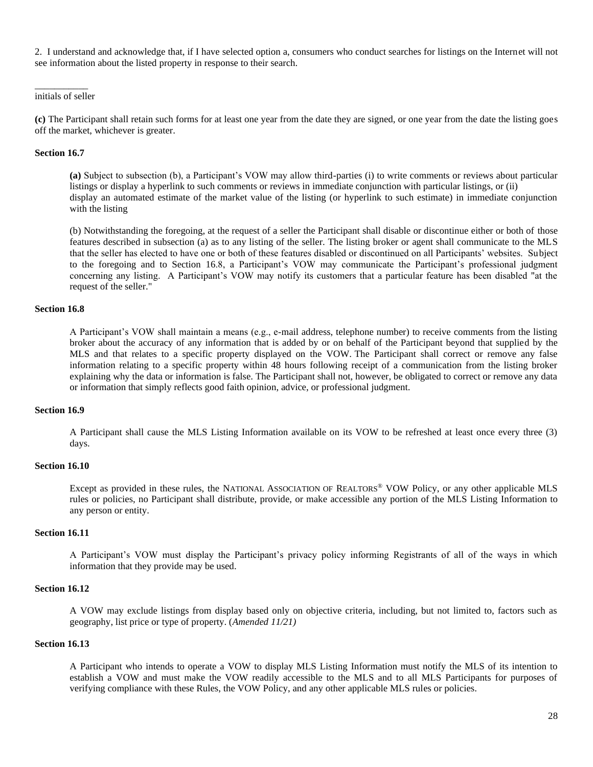2. I understand and acknowledge that, if I have selected option a, consumers who conduct searches for listings on the Internet will not see information about the listed property in response to their search.

___________
initials of seller

**(c)** The Participant shall retain such forms for at least one year from the date they are signed, or one year from the date the listing goes off the market, whichever is greater.

**Section 16.7**

**(a)** Subject to subsection (b), a Participant's VOW may allow third-parties (i) to write comments or reviews about particular listings or display a hyperlink to such comments or reviews in immediate conjunction with particular listings, or (ii) display an automated estimate of the market value of the listing (or hyperlink to such estimate) in immediate conjunction with the listing

(b) Notwithstanding the foregoing, at the request of a seller the Participant shall disable or discontinue either or both of those features described in subsection (a) as to any listing of the seller. The listing broker or agent shall communicate to the MLS that the seller has elected to have one or both of these features disabled or discontinued on all Participants' websites. Subject to the foregoing and to Section 16.8, a Participant's VOW may communicate the Participant's professional judgment concerning any listing. A Participant's VOW may notify its customers that a particular feature has been disabled "at the request of the seller."

**Section 16.8**

A Participant's VOW shall maintain a means (e.g., e-mail address, telephone number) to receive comments from the listing broker about the accuracy of any information that is added by or on behalf of the Participant beyond that supplied by the MLS and that relates to a specific property displayed on the VOW. The Participant shall correct or remove any false information relating to a specific property within 48 hours following receipt of a communication from the listing broker explaining why the data or information is false. The Participant shall not, however, be obligated to correct or remove any data or information that simply reflects good faith opinion, advice, or professional judgment.

**Section 16.9**

A Participant shall cause the MLS Listing Information available on its VOW to be refreshed at least once every three (3) days.

**Section 16.10**

Except as provided in these rules, the NATIONAL ASSOCIATION OF REALTORS® VOW Policy, or any other applicable MLS rules or policies, no Participant shall distribute, provide, or make accessible any portion of the MLS Listing Information to any person or entity.

**Section 16.11**

A Participant's VOW must display the Participant's privacy policy informing Registrants of all of the ways in which information that they provide may be used.

**Section 16.12**

A VOW may exclude listings from display based only on objective criteria, including, but not limited to, factors such as geography, list price or type of property. (*Amended 11/21)*

**Section 16.13**

A Participant who intends to operate a VOW to display MLS Listing Information must notify the MLS of its intention to establish a VOW and must make the VOW readily accessible to the MLS and to all MLS Participants for purposes of verifying compliance with these Rules, the VOW Policy, and any other applicable MLS rules or policies.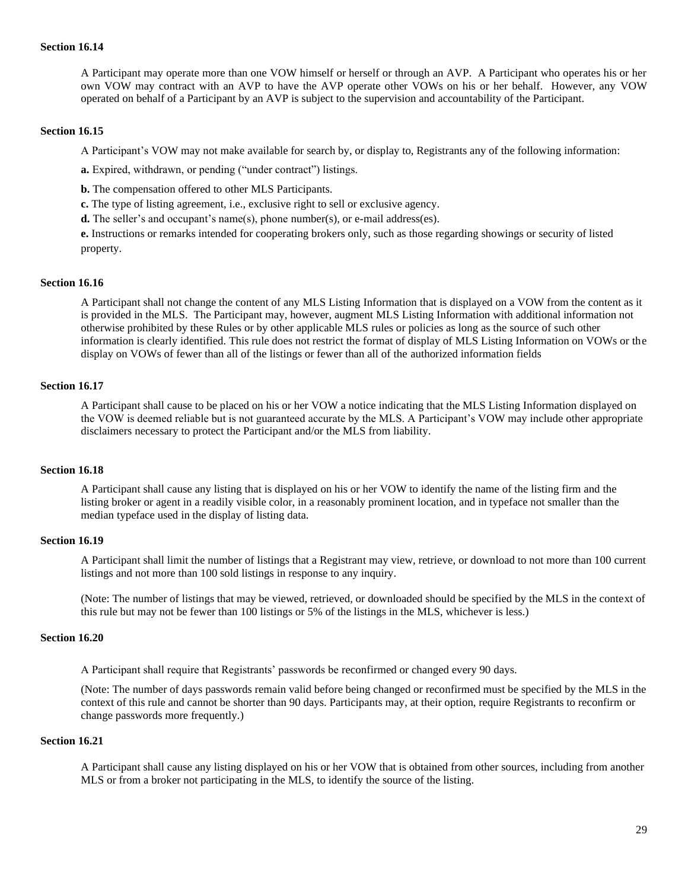**Section 16.14**

A Participant may operate more than one VOW himself or herself or through an AVP. A Participant who operates his or her own VOW may contract with an AVP to have the AVP operate other VOWs on his or her behalf. However, any VOW operated on behalf of a Participant by an AVP is subject to the supervision and accountability of the Participant.

**Section 16.15**

A Participant's VOW may not make available for search by, or display to, Registrants any of the following information:

**a.** Expired, withdrawn, or pending ("under contract") listings.

**b.** The compensation offered to other MLS Participants.

**c.** The type of listing agreement, i.e., exclusive right to sell or exclusive agency.

**d.** The seller's and occupant's name(s), phone number(s), or e-mail address(es).

**e.** Instructions or remarks intended for cooperating brokers only, such as those regarding showings or security of listed property.

**Section 16.16**

A Participant shall not change the content of any MLS Listing Information that is displayed on a VOW from the content as it is provided in the MLS. The Participant may, however, augment MLS Listing Information with additional information not otherwise prohibited by these Rules or by other applicable MLS rules or policies as long as the source of such other information is clearly identified. This rule does not restrict the format of display of MLS Listing Information on VOWs or the display on VOWs of fewer than all of the listings or fewer than all of the authorized information fields

**Section 16.17**

A Participant shall cause to be placed on his or her VOW a notice indicating that the MLS Listing Information displayed on the VOW is deemed reliable but is not guaranteed accurate by the MLS. A Participant's VOW may include other appropriate disclaimers necessary to protect the Participant and/or the MLS from liability.

**Section 16.18**

A Participant shall cause any listing that is displayed on his or her VOW to identify the name of the listing firm and the listing broker or agent in a readily visible color, in a reasonably prominent location, and in typeface not smaller than the median typeface used in the display of listing data.

**Section 16.19**

A Participant shall limit the number of listings that a Registrant may view, retrieve, or download to not more than 100 current listings and not more than 100 sold listings in response to any inquiry.

(Note: The number of listings that may be viewed, retrieved, or downloaded should be specified by the MLS in the context of this rule but may not be fewer than 100 listings or 5% of the listings in the MLS, whichever is less.)

**Section 16.20**

A Participant shall require that Registrants' passwords be reconfirmed or changed every 90 days.

(Note: The number of days passwords remain valid before being changed or reconfirmed must be specified by the MLS in the context of this rule and cannot be shorter than 90 days. Participants may, at their option, require Registrants to reconfirm or change passwords more frequently.)

**Section 16.21**

A Participant shall cause any listing displayed on his or her VOW that is obtained from other sources, including from another MLS or from a broker not participating in the MLS, to identify the source of the listing.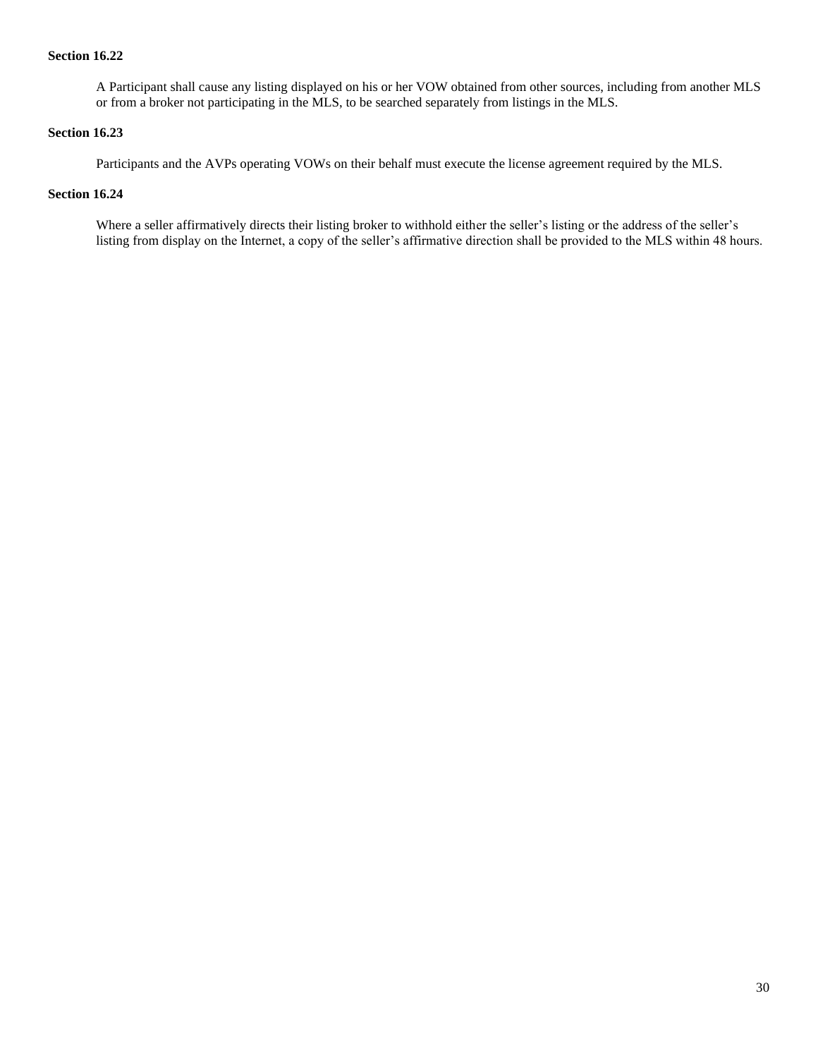**Section 16.22**

A Participant shall cause any listing displayed on his or her VOW obtained from other sources, including from another MLS or from a broker not participating in the MLS, to be searched separately from listings in the MLS.

**Section 16.23**

Participants and the AVPs operating VOWs on their behalf must execute the license agreement required by the MLS.

**Section 16.24**

Where a seller affirmatively directs their listing broker to withhold either the seller's listing or the address of the seller's listing from display on the Internet, a copy of the seller's affirmative direction shall be provided to the MLS within 48 hours.